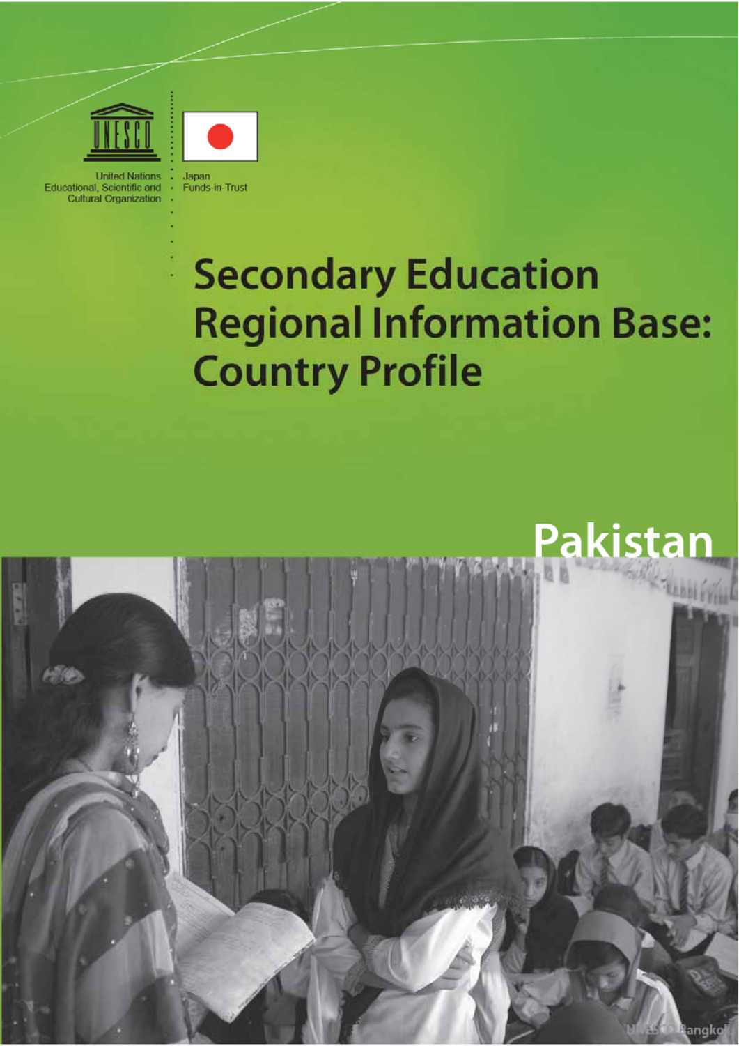United Nations
Educational, Scientific and
Cultural Organization

Japan
Funds-in-Trust

# Secondary Education Regional Information Base: Country Profile

## Pakistan

UNESCO Bangkok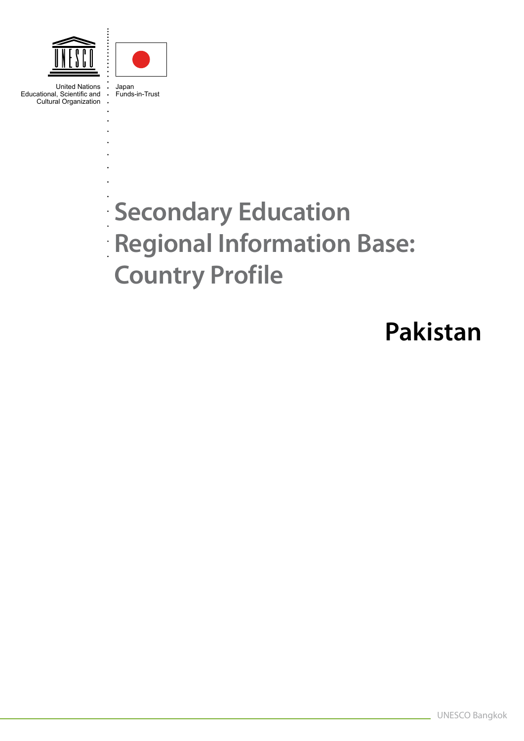United Nations Educational, Scientific and Cultural Organization

Japan Funds-in-Trust

# Secondary Education Regional Information Base: Country Profile

## Pakistan

UNESCO Bangkok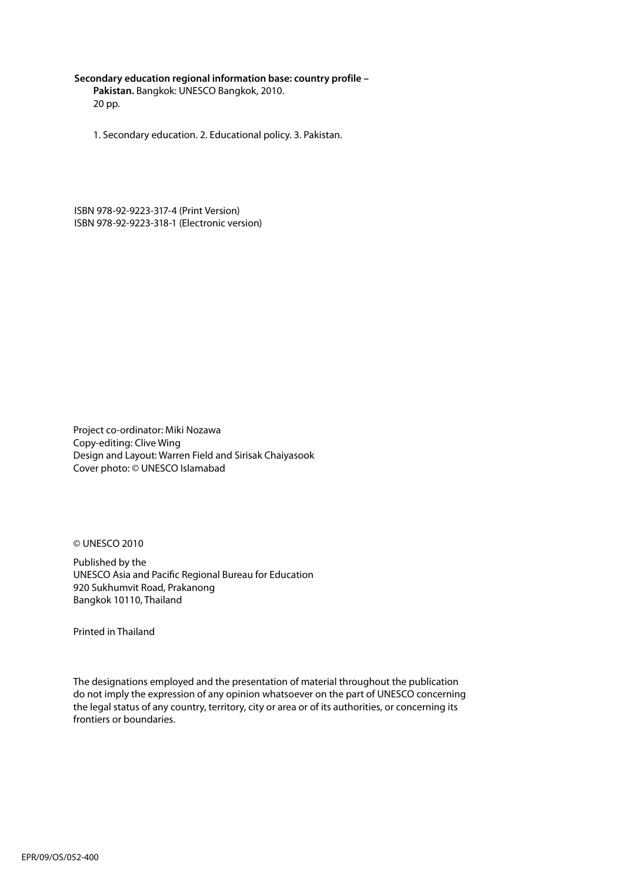**Secondary education regional information base: country profile – Pakistan.** Bangkok: UNESCO Bangkok, 2010.
20 pp.

1. Secondary education. 2. Educational policy. 3. Pakistan.

ISBN 978-92-9223-317-4 (Print Version)
ISBN 978-92-9223-318-1 (Electronic version)

Project co-ordinator: Miki Nozawa
Copy-editing: Clive Wing
Design and Layout: Warren Field and Sirisak Chaiyasook
Cover photo: © UNESCO Islamabad

© UNESCO 2010

Published by the
UNESCO Asia and Pacific Regional Bureau for Education
920 Sukhumvit Road, Prakanong
Bangkok 10110, Thailand

Printed in Thailand

The designations employed and the presentation of material throughout the publication do not imply the expression of any opinion whatsoever on the part of UNESCO concerning the legal status of any country, territory, city or area or of its authorities, or concerning its frontiers or boundaries.

EPR/09/OS/052-400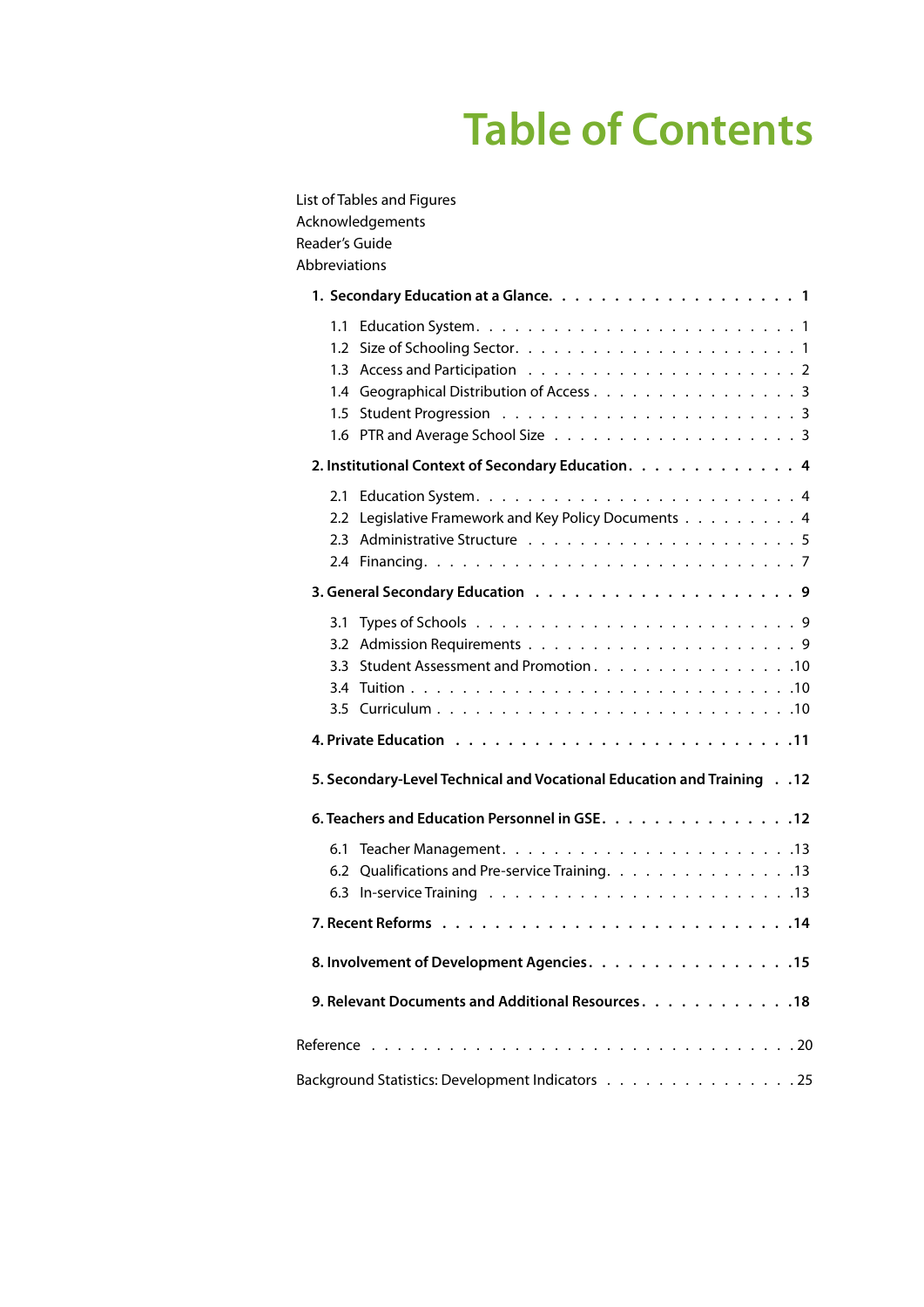# Table of Contents

List of Tables and Figures
Acknowledgements
Reader's Guide
Abbreviations

**1. Secondary Education at a Glance. . . . . . . . . . . . . . . . . . . 1**

- 1.1 Education System. . . . . . . . . . . . . . . . . . . . . . . 1
- 1.2 Size of Schooling Sector. . . . . . . . . . . . . . . . . . . . 1
- 1.3 Access and Participation . . . . . . . . . . . . . . . . . . . 2
- 1.4 Geographical Distribution of Access . . . . . . . . . . . . . . . 3
- 1.5 Student Progression . . . . . . . . . . . . . . . . . . . . . 3
- 1.6 PTR and Average School Size . . . . . . . . . . . . . . . . . 3

**2. Institutional Context of Secondary Education. . . . . . . . . . . . . 4**

- 2.1 Education System. . . . . . . . . . . . . . . . . . . . . . . 4
- 2.2 Legislative Framework and Key Policy Documents . . . . . . . . . 4
- 2.3 Administrative Structure . . . . . . . . . . . . . . . . . . . 5
- 2.4 Financing. . . . . . . . . . . . . . . . . . . . . . . . . . 7

**3. General Secondary Education . . . . . . . . . . . . . . . . . . . 9**

- 3.1 Types of Schools . . . . . . . . . . . . . . . . . . . . . . 9
- 3.2 Admission Requirements . . . . . . . . . . . . . . . . . . . . 9
- 3.3 Student Assessment and Promotion . . . . . . . . . . . . . . . .10
- 3.4 Tuition . . . . . . . . . . . . . . . . . . . . . . . . . . .10
- 3.5 Curriculum . . . . . . . . . . . . . . . . . . . . . . . . . .10

**4. Private Education . . . . . . . . . . . . . . . . . . . . . . . . .11**

**5. Secondary-Level Technical and Vocational Education and Training . .12**

**6. Teachers and Education Personnel in GSE. . . . . . . . . . . . . . .12**

- 6.1 Teacher Management. . . . . . . . . . . . . . . . . . . . . . .13
- 6.2 Qualifications and Pre-service Training. . . . . . . . . . . . . .13
- 6.3 In-service Training . . . . . . . . . . . . . . . . . . . . . .13

**7. Recent Reforms . . . . . . . . . . . . . . . . . . . . . . . . . .14**

**8. Involvement of Development Agencies. . . . . . . . . . . . . . . .15**

**9. Relevant Documents and Additional Resources. . . . . . . . . . . .18**

Reference . . . . . . . . . . . . . . . . . . . . . . . . . . . . . . 20

Background Statistics: Development Indicators . . . . . . . . . . . . . . . 25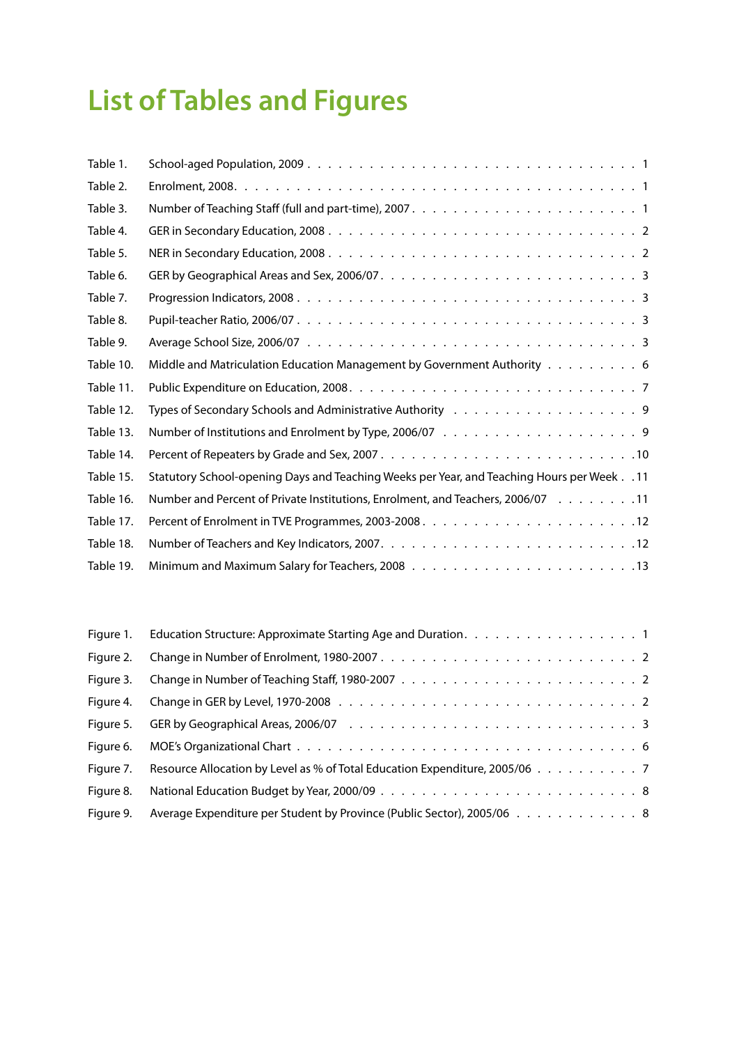# List of Tables and Figures

| | | |
|---|---|---|
| Table 1. | School-aged Population, 2009 | 1 |
| Table 2. | Enrolment, 2008 | 1 |
| Table 3. | Number of Teaching Staff (full and part-time), 2007 | 1 |
| Table 4. | GER in Secondary Education, 2008 | 2 |
| Table 5. | NER in Secondary Education, 2008 | 2 |
| Table 6. | GER by Geographical Areas and Sex, 2006/07 | 3 |
| Table 7. | Progression Indicators, 2008 | 3 |
| Table 8. | Pupil-teacher Ratio, 2006/07 | 3 |
| Table 9. | Average School Size, 2006/07 | 3 |
| Table 10. | Middle and Matriculation Education Management by Government Authority | 6 |
| Table 11. | Public Expenditure on Education, 2008 | 7 |
| Table 12. | Types of Secondary Schools and Administrative Authority | 9 |
| Table 13. | Number of Institutions and Enrolment by Type, 2006/07 | 9 |
| Table 14. | Percent of Repeaters by Grade and Sex, 2007 | 10 |
| Table 15. | Statutory School-opening Days and Teaching Weeks per Year, and Teaching Hours per Week | 11 |
| Table 16. | Number and Percent of Private Institutions, Enrolment, and Teachers, 2006/07 | 11 |
| Table 17. | Percent of Enrolment in TVE Programmes, 2003-2008 | 12 |
| Table 18. | Number of Teachers and Key Indicators, 2007 | 12 |
| Table 19. | Minimum and Maximum Salary for Teachers, 2008 | 13 |

| | | |
|---|---|---|
| Figure 1. | Education Structure: Approximate Starting Age and Duration | 1 |
| Figure 2. | Change in Number of Enrolment, 1980-2007 | 2 |
| Figure 3. | Change in Number of Teaching Staff, 1980-2007 | 2 |
| Figure 4. | Change in GER by Level, 1970-2008 | 2 |
| Figure 5. | GER by Geographical Areas, 2006/07 | 3 |
| Figure 6. | MOE's Organizational Chart | 6 |
| Figure 7. | Resource Allocation by Level as % of Total Education Expenditure, 2005/06 | 7 |
| Figure 8. | National Education Budget by Year, 2000/09 | 8 |
| Figure 9. | Average Expenditure per Student by Province (Public Sector), 2005/06 | 8 |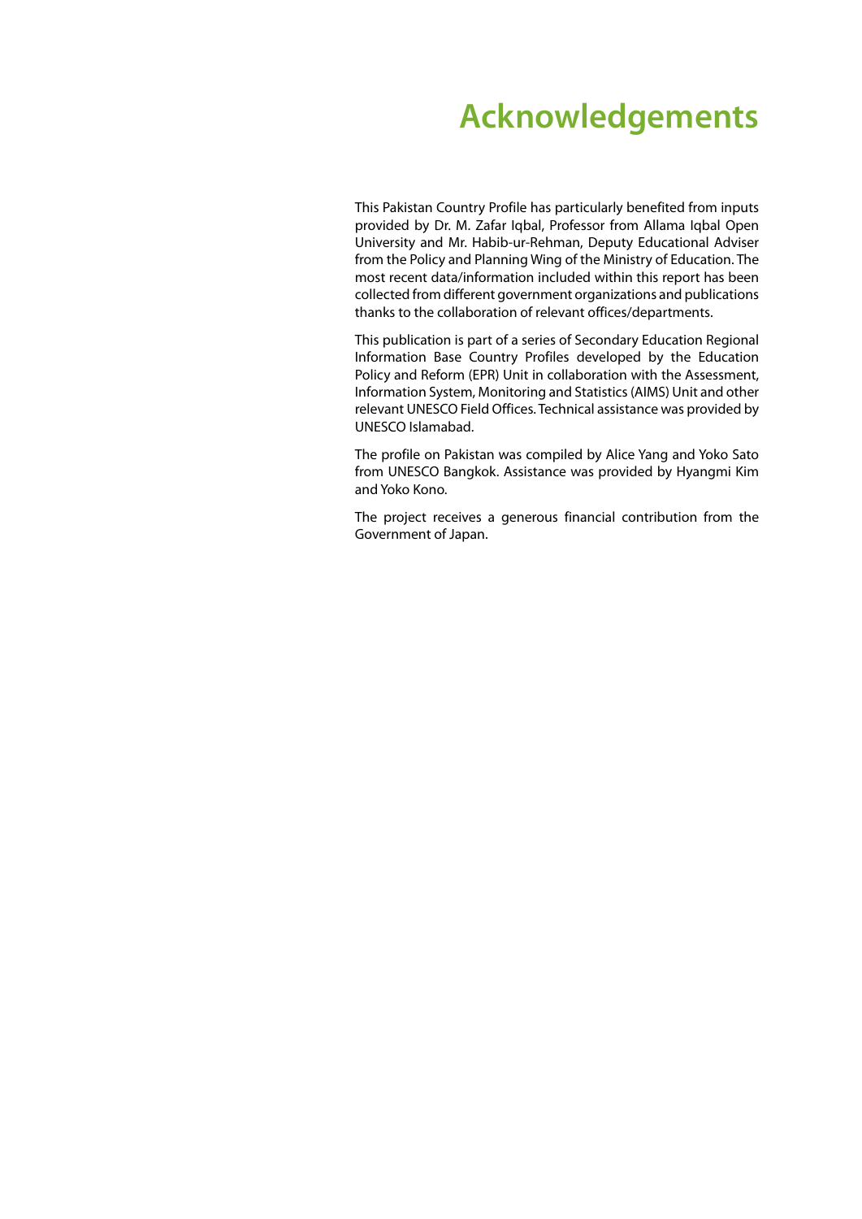# Acknowledgements

This Pakistan Country Profile has particularly benefited from inputs provided by Dr. M. Zafar Iqbal, Professor from Allama Iqbal Open University and Mr. Habib-ur-Rehman, Deputy Educational Adviser from the Policy and Planning Wing of the Ministry of Education. The most recent data/information included within this report has been collected from different government organizations and publications thanks to the collaboration of relevant offices/departments.

This publication is part of a series of Secondary Education Regional Information Base Country Profiles developed by the Education Policy and Reform (EPR) Unit in collaboration with the Assessment, Information System, Monitoring and Statistics (AIMS) Unit and other relevant UNESCO Field Offices. Technical assistance was provided by UNESCO Islamabad.

The profile on Pakistan was compiled by Alice Yang and Yoko Sato from UNESCO Bangkok. Assistance was provided by Hyangmi Kim and Yoko Kono.

The project receives a generous financial contribution from the Government of Japan.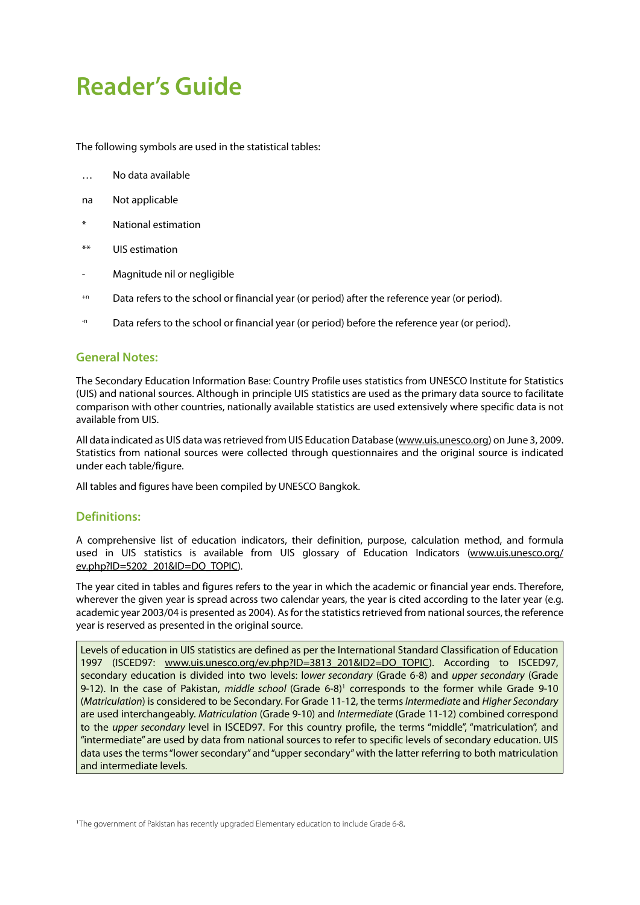# Reader's Guide

The following symbols are used in the statistical tables:

| | |
|---|---|
| … | No data available |
| na | Not applicable |
| * | National estimation |
| ** | UIS estimation |
| - | Magnitude nil or negligible |
| $^{+n}$ | Data refers to the school or financial year (or period) after the reference year (or period). |
| $^{-n}$ | Data refers to the school or financial year (or period) before the reference year (or period). |

## General Notes:

The Secondary Education Information Base: Country Profile uses statistics from UNESCO Institute for Statistics (UIS) and national sources. Although in principle UIS statistics are used as the primary data source to facilitate comparison with other countries, nationally available statistics are used extensively where specific data is not available from UIS.

All data indicated as UIS data was retrieved from UIS Education Database (www.uis.unesco.org) on June 3, 2009. Statistics from national sources were collected through questionnaires and the original source is indicated under each table/figure.

All tables and figures have been compiled by UNESCO Bangkok.

## Definitions:

A comprehensive list of education indicators, their definition, purpose, calculation method, and formula used in UIS statistics is available from UIS glossary of Education Indicators (www.uis.unesco.org/ev.php?ID=5202_201&ID=DO_TOPIC).

The year cited in tables and figures refers to the year in which the academic or financial year ends. Therefore, wherever the given year is spread across two calendar years, the year is cited according to the later year (e.g. academic year 2003/04 is presented as 2004). As for the statistics retrieved from national sources, the reference year is reserved as presented in the original source.

Levels of education in UIS statistics are defined as per the International Standard Classification of Education 1997 (ISCED97: www.uis.unesco.org/ev.php?ID=3813_201&ID2=DO_TOPIC). According to ISCED97, secondary education is divided into two levels: *lower secondary* (Grade 6-8) and *upper secondary* (Grade 9-12). In the case of Pakistan, *middle school* (Grade 6-8)[1] corresponds to the former while Grade 9-10 (*Matriculation*) is considered to be Secondary. For Grade 11-12, the terms *Intermediate* and *Higher Secondary* are used interchangeably. *Matriculation* (Grade 9-10) and *Intermediate* (Grade 11-12) combined correspond to the *upper secondary* level in ISCED97. For this country profile, the terms "middle", "matriculation", and "intermediate" are used by data from national sources to refer to specific levels of secondary education. UIS data uses the terms "lower secondary" and "upper secondary" with the latter referring to both matriculation and intermediate levels.

[1]The government of Pakistan has recently upgraded Elementary education to include Grade 6-8.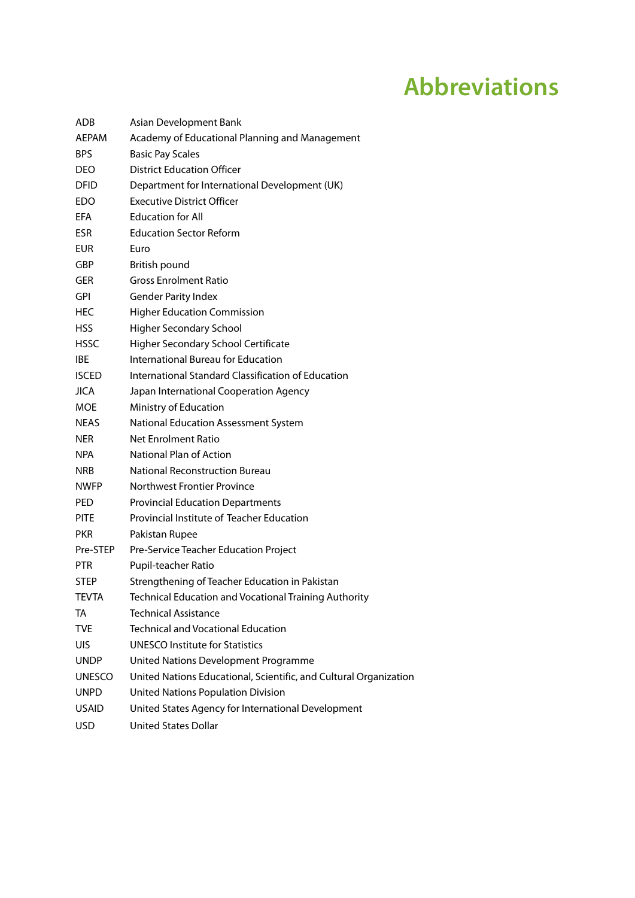# Abbreviations

| | |
|---|---|
| ADB | Asian Development Bank |
| AEPAM | Academy of Educational Planning and Management |
| BPS | Basic Pay Scales |
| DEO | District Education Officer |
| DFID | Department for International Development (UK) |
| EDO | Executive District Officer |
| EFA | Education for All |
| ESR | Education Sector Reform |
| EUR | Euro |
| GBP | British pound |
| GER | Gross Enrolment Ratio |
| GPI | Gender Parity Index |
| HEC | Higher Education Commission |
| HSS | Higher Secondary School |
| HSSC | Higher Secondary School Certificate |
| IBE | International Bureau for Education |
| ISCED | International Standard Classification of Education |
| JICA | Japan International Cooperation Agency |
| MOE | Ministry of Education |
| NEAS | National Education Assessment System |
| NER | Net Enrolment Ratio |
| NPA | National Plan of Action |
| NRB | National Reconstruction Bureau |
| NWFP | Northwest Frontier Province |
| PED | Provincial Education Departments |
| PITE | Provincial Institute of Teacher Education |
| PKR | Pakistan Rupee |
| Pre-STEP | Pre-Service Teacher Education Project |
| PTR | Pupil-teacher Ratio |
| STEP | Strengthening of Teacher Education in Pakistan |
| TEVTA | Technical Education and Vocational Training Authority |
| TA | Technical Assistance |
| TVE | Technical and Vocational Education |
| UIS | UNESCO Institute for Statistics |
| UNDP | United Nations Development Programme |
| UNESCO | United Nations Educational, Scientific, and Cultural Organization |
| UNPD | United Nations Population Division |
| USAID | United States Agency for International Development |
| USD | United States Dollar |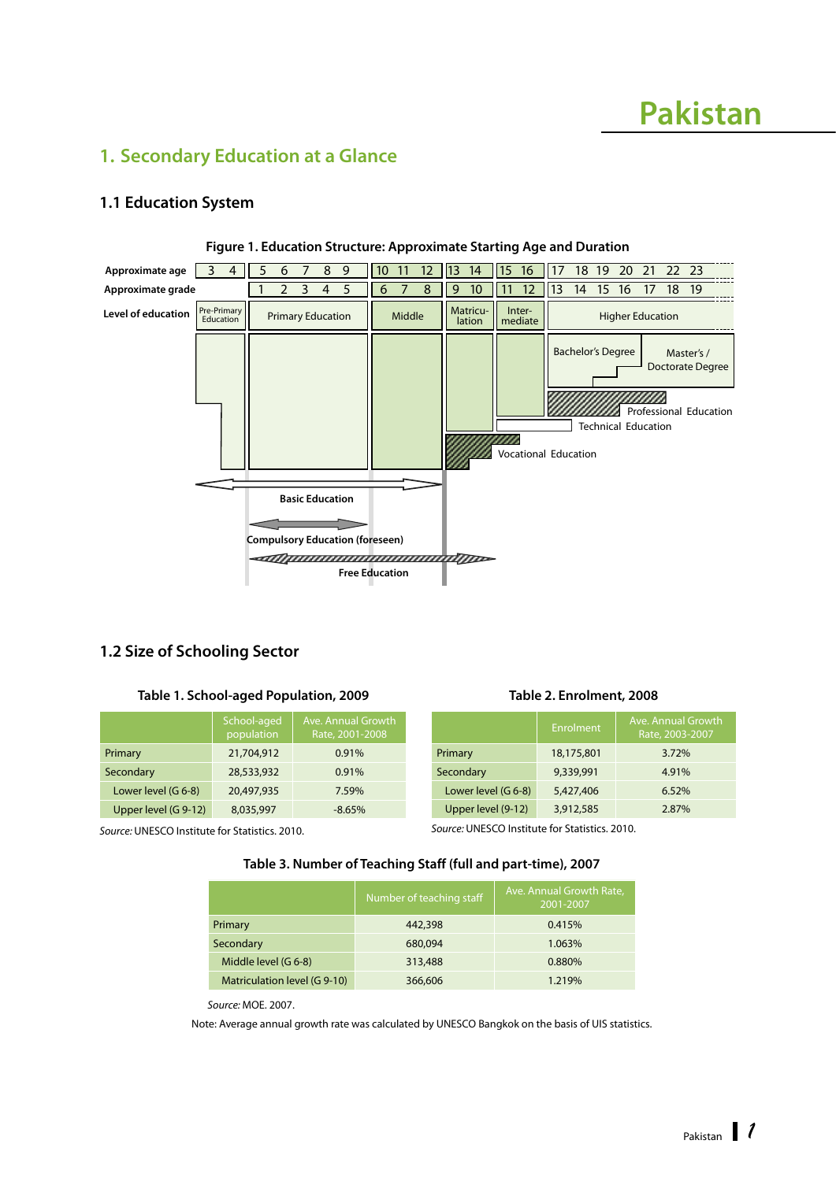# Pakistan

## 1. Secondary Education at a Glance

### 1.1 Education System

**Figure 1. Education Structure: Approximate Starting Age and Duration**

| Approximate age | 3 4 | 5 6 7 8 9 | 10 11 12 | 13 14 | 15 16 | 17 18 19 20 21 22 23 |
|---|---|---|---|---|---|---|
| Approximate grade | | 1 2 3 4 5 | 6 7 8 | 9 10 | 11 12 | 13 14 15 16 17 18 19 |
| Level of education | Pre-Primary Education | Primary Education | Middle | Matriculation | Intermediate | Higher Education |

Bachelor's Degree

Master's / Doctorate Degree

Professional Education

Technical Education

Vocational Education

Basic Education

Compulsory Education (foreseen)

Free Education

### 1.2 Size of Schooling Sector

**Table 1. School-aged Population, 2009**

| | School-aged population | Ave. Annual Growth Rate, 2001-2008 |
|---|---|---|
| Primary | 21,704,912 | 0.91% |
| Secondary | 28,533,932 | 0.91% |
| Lower level (G 6-8) | 20,497,935 | 7.59% |
| Upper level (G 9-12) | 8,035,997 | -8.65% |

*Source:* UNESCO Institute for Statistics. 2010.

**Table 2. Enrolment, 2008**

| | Enrolment | Ave. Annual Growth Rate, 2003-2007 |
|---|---|---|
| Primary | 18,175,801 | 3.72% |
| Secondary | 9,339,991 | 4.91% |
| Lower level (G 6-8) | 5,427,406 | 6.52% |
| Upper level (9-12) | 3,912,585 | 2.87% |

*Source:* UNESCO Institute for Statistics. 2010.

**Table 3. Number of Teaching Staff (full and part-time), 2007**

| | Number of teaching staff | Ave. Annual Growth Rate, 2001-2007 |
|---|---|---|
| Primary | 442,398 | 0.415% |
| Secondary | 680,094 | 1.063% |
| Middle level (G 6-8) | 313,488 | 0.880% |
| Matriculation level (G 9-10) | 366,606 | 1.219% |

*Source:* MOE. 2007.

Note: Average annual growth rate was calculated by UNESCO Bangkok on the basis of UIS statistics.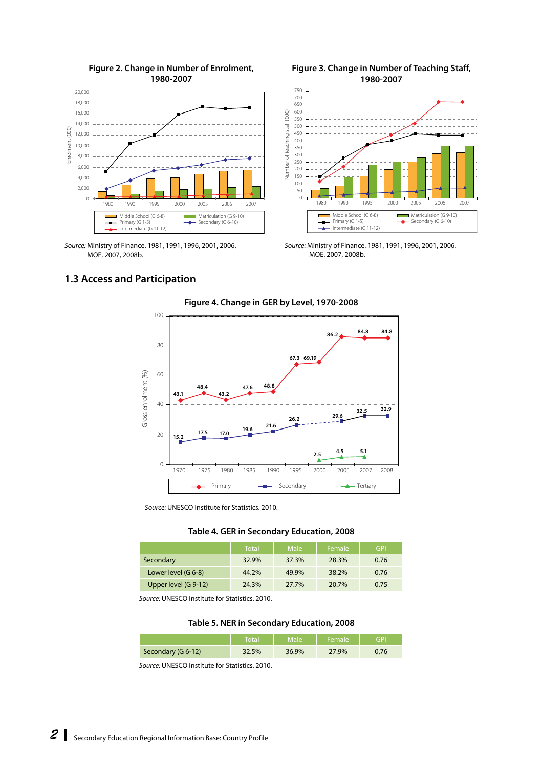**Figure 2. Change in Number of Enrolment, 1980-2007**

*Source:* Ministry of Finance. 1981, 1991, 1996, 2001, 2006. MOE. 2007, 2008b.

**Figure 3. Change in Number of Teaching Staff, 1980-2007**

*Source:* Ministry of Finance. 1981, 1991, 1996, 2001, 2006. MOE. 2007, 2008b.

## 1.3 Access and Participation

**Figure 4. Change in GER by Level, 1970-2008**

*Source:* UNESCO Institute for Statistics. 2010.

**Table 4. GER in Secondary Education, 2008**

| | Total | Male | Female | GPI |
|---|---|---|---|---|
| Secondary | 32.9% | 37.3% | 28.3% | 0.76 |
| Lower level (G 6-8) | 44.2% | 49.9% | 38.2% | 0.76 |
| Upper level (G 9-12) | 24.3% | 27.7% | 20.7% | 0.75 |

*Source:* UNESCO Institute for Statistics. 2010.

**Table 5. NER in Secondary Education, 2008**

| | Total | Male | Female | GPI |
|---|---|---|---|---|
| Secondary (G 6-12) | 32.5% | 36.9% | 27.9% | 0.76 |

*Source:* UNESCO Institute for Statistics. 2010.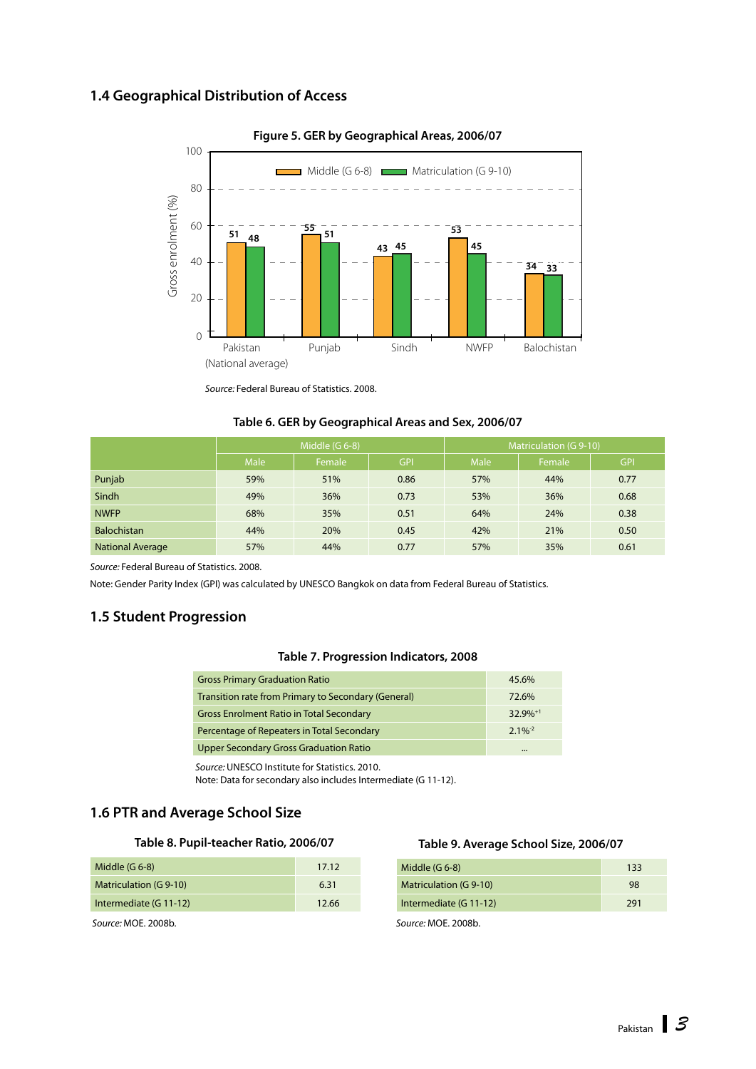## 1.4 Geographical Distribution of Access

**Figure 5. GER by Geographical Areas, 2006/07**

| | Middle (G 6-8) | Matriculation (G 9-10) |
|---|---|---|
| Pakistan (National average) | 51 | 48 |
| Punjab | 55 | 51 |
| Sindh | 43 | 45 |
| NWFP | 53 | 45 |
| Balochistan | 34 | 33 |

*Source:* Federal Bureau of Statistics. 2008.

**Table 6. GER by Geographical Areas and Sex, 2006/07**

| | Middle (G 6-8) | | | Matriculation (G 9-10) | | |
|---|---|---|---|---|---|---|
| | Male | Female | GPI | Male | Female | GPI |
| Punjab | 59% | 51% | 0.86 | 57% | 44% | 0.77 |
| Sindh | 49% | 36% | 0.73 | 53% | 36% | 0.68 |
| NWFP | 68% | 35% | 0.51 | 64% | 24% | 0.38 |
| Balochistan | 44% | 20% | 0.45 | 42% | 21% | 0.50 |
| National Average | 57% | 44% | 0.77 | 57% | 35% | 0.61 |

*Source:* Federal Bureau of Statistics. 2008.

Note: Gender Parity Index (GPI) was calculated by UNESCO Bangkok on data from Federal Bureau of Statistics.

## 1.5 Student Progression

**Table 7. Progression Indicators, 2008**

| | |
|---|---|
| Gross Primary Graduation Ratio | 45.6% |
| Transition rate from Primary to Secondary (General) | 72.6% |
| Gross Enrolment Ratio in Total Secondary | 32.9%[+1] |
| Percentage of Repeaters in Total Secondary | 2.1%[-2] |
| Upper Secondary Gross Graduation Ratio | ... |

*Source:* UNESCO Institute for Statistics. 2010.
Note: Data for secondary also includes Intermediate (G 11-12).

## 1.6 PTR and Average School Size

**Table 8. Pupil-teacher Ratio, 2006/07**

| | |
|---|---|
| Middle (G 6-8) | 17.12 |
| Matriculation (G 9-10) | 6.31 |
| Intermediate (G 11-12) | 12.66 |

*Source:* MOE. 2008b.

**Table 9. Average School Size, 2006/07**

| | |
|---|---|
| Middle (G 6-8) | 133 |
| Matriculation (G 9-10) | 98 |
| Intermediate (G 11-12) | 291 |

*Source:* MOE. 2008b.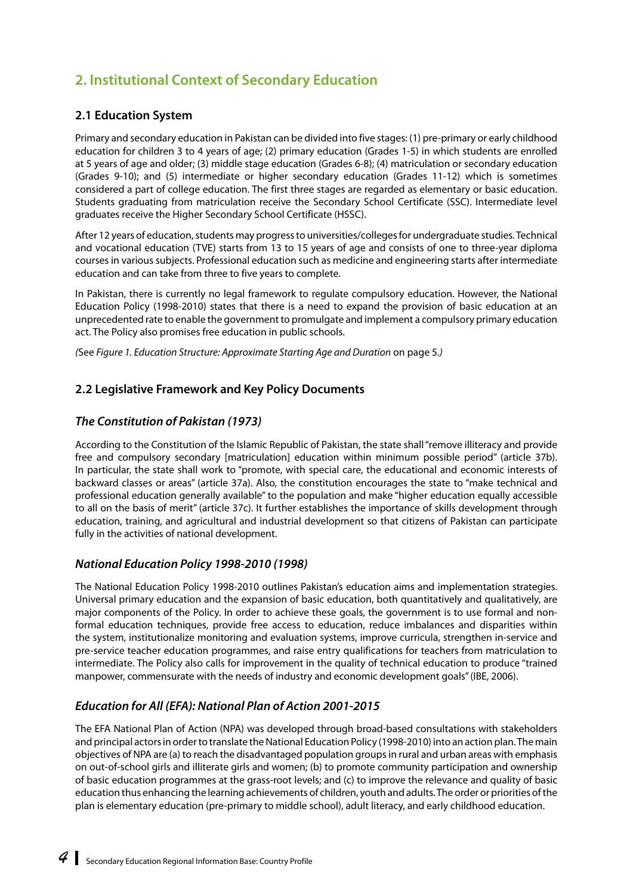## 2. Institutional Context of Secondary Education

### 2.1 Education System

Primary and secondary education in Pakistan can be divided into five stages: (1) pre-primary or early childhood education for children 3 to 4 years of age; (2) primary education (Grades 1-5) in which students are enrolled at 5 years of age and older; (3) middle stage education (Grades 6-8); (4) matriculation or secondary education (Grades 9-10); and (5) intermediate or higher secondary education (Grades 11-12) which is sometimes considered a part of college education. The first three stages are regarded as elementary or basic education. Students graduating from matriculation receive the Secondary School Certificate (SSC). Intermediate level graduates receive the Higher Secondary School Certificate (HSSC).

After 12 years of education, students may progress to universities/colleges for undergraduate studies. Technical and vocational education (TVE) starts from 13 to 15 years of age and consists of one to three-year diploma courses in various subjects. Professional education such as medicine and engineering starts after intermediate education and can take from three to five years to complete.

In Pakistan, there is currently no legal framework to regulate compulsory education. However, the National Education Policy (1998-2010) states that there is a need to expand the provision of basic education at an unprecedented rate to enable the government to promulgate and implement a compulsory primary education act. The Policy also promises free education in public schools.

*(*See *Figure 1. Education Structure: Approximate Starting Age and Duration* on page 5.*)*

### 2.2 Legislative Framework and Key Policy Documents

#### *The Constitution of Pakistan (1973)*

According to the Constitution of the Islamic Republic of Pakistan, the state shall "remove illiteracy and provide free and compulsory secondary [matriculation] education within minimum possible period" (article 37b). In particular, the state shall work to "promote, with special care, the educational and economic interests of backward classes or areas" (article 37a). Also, the constitution encourages the state to "make technical and professional education generally available" to the population and make "higher education equally accessible to all on the basis of merit" (article 37c). It further establishes the importance of skills development through education, training, and agricultural and industrial development so that citizens of Pakistan can participate fully in the activities of national development.

#### *National Education Policy 1998-2010 (1998)*

The National Education Policy 1998-2010 outlines Pakistan's education aims and implementation strategies. Universal primary education and the expansion of basic education, both quantitatively and qualitatively, are major components of the Policy. In order to achieve these goals, the government is to use formal and non-formal education techniques, provide free access to education, reduce imbalances and disparities within the system, institutionalize monitoring and evaluation systems, improve curricula, strengthen in-service and pre-service teacher education programmes, and raise entry qualifications for teachers from matriculation to intermediate. The Policy also calls for improvement in the quality of technical education to produce "trained manpower, commensurate with the needs of industry and economic development goals" (IBE, 2006).

#### *Education for All (EFA): National Plan of Action 2001-2015*

The EFA National Plan of Action (NPA) was developed through broad-based consultations with stakeholders and principal actors in order to translate the National Education Policy (1998-2010) into an action plan. The main objectives of NPA are (a) to reach the disadvantaged population groups in rural and urban areas with emphasis on out-of-school girls and illiterate girls and women; (b) to promote community participation and ownership of basic education programmes at the grass-root levels; and (c) to improve the relevance and quality of basic education thus enhancing the learning achievements of children, youth and adults. The order or priorities of the plan is elementary education (pre-primary to middle school), adult literacy, and early childhood education.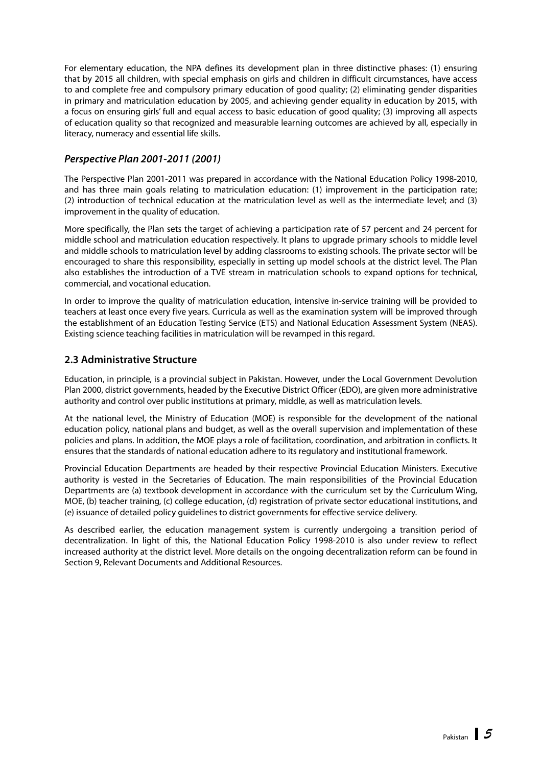For elementary education, the NPA defines its development plan in three distinctive phases: (1) ensuring that by 2015 all children, with special emphasis on girls and children in difficult circumstances, have access to and complete free and compulsory primary education of good quality; (2) eliminating gender disparities in primary and matriculation education by 2005, and achieving gender equality in education by 2015, with a focus on ensuring girls' full and equal access to basic education of good quality; (3) improving all aspects of education quality so that recognized and measurable learning outcomes are achieved by all, especially in literacy, numeracy and essential life skills.

### *Perspective Plan 2001-2011 (2001)*

The Perspective Plan 2001-2011 was prepared in accordance with the National Education Policy 1998-2010, and has three main goals relating to matriculation education: (1) improvement in the participation rate; (2) introduction of technical education at the matriculation level as well as the intermediate level; and (3) improvement in the quality of education.

More specifically, the Plan sets the target of achieving a participation rate of 57 percent and 24 percent for middle school and matriculation education respectively. It plans to upgrade primary schools to middle level and middle schools to matriculation level by adding classrooms to existing schools. The private sector will be encouraged to share this responsibility, especially in setting up model schools at the district level. The Plan also establishes the introduction of a TVE stream in matriculation schools to expand options for technical, commercial, and vocational education.

In order to improve the quality of matriculation education, intensive in-service training will be provided to teachers at least once every five years. Curricula as well as the examination system will be improved through the establishment of an Education Testing Service (ETS) and National Education Assessment System (NEAS). Existing science teaching facilities in matriculation will be revamped in this regard.

## 2.3 Administrative Structure

Education, in principle, is a provincial subject in Pakistan. However, under the Local Government Devolution Plan 2000, district governments, headed by the Executive District Officer (EDO), are given more administrative authority and control over public institutions at primary, middle, as well as matriculation levels.

At the national level, the Ministry of Education (MOE) is responsible for the development of the national education policy, national plans and budget, as well as the overall supervision and implementation of these policies and plans. In addition, the MOE plays a role of facilitation, coordination, and arbitration in conflicts. It ensures that the standards of national education adhere to its regulatory and institutional framework.

Provincial Education Departments are headed by their respective Provincial Education Ministers. Executive authority is vested in the Secretaries of Education. The main responsibilities of the Provincial Education Departments are (a) textbook development in accordance with the curriculum set by the Curriculum Wing, MOE, (b) teacher training, (c) college education, (d) registration of private sector educational institutions, and (e) issuance of detailed policy guidelines to district governments for effective service delivery.

As described earlier, the education management system is currently undergoing a transition period of decentralization. In light of this, the National Education Policy 1998-2010 is also under review to reflect increased authority at the district level. More details on the ongoing decentralization reform can be found in Section 9, Relevant Documents and Additional Resources.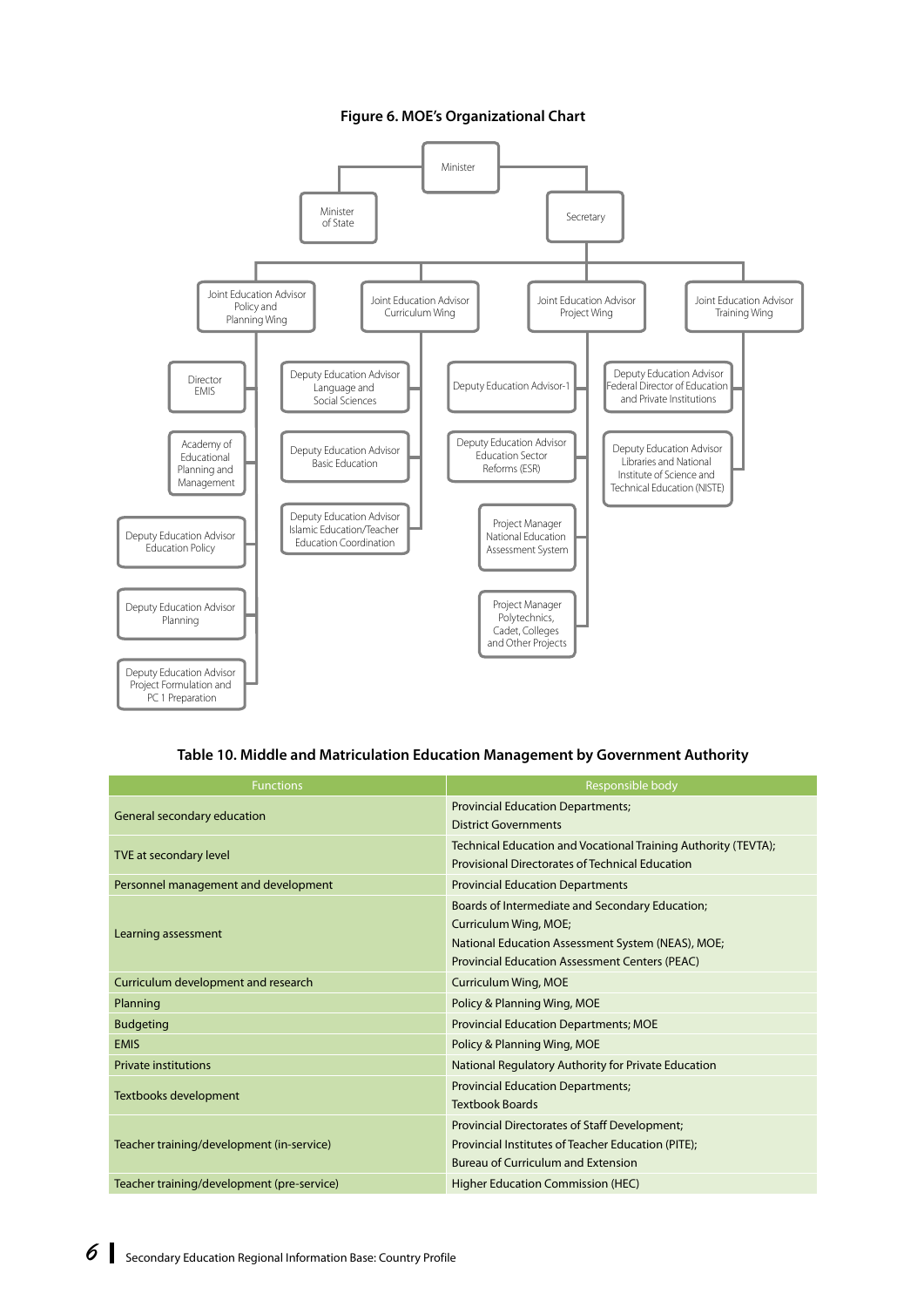**Figure 6. MOE's Organizational Chart**

- Minister
  - Minister of State
  - Secretary
    - Joint Education Advisor Policy and Planning Wing
      - Director EMIS
      - Academy of Educational Planning and Management
      - Deputy Education Advisor Education Policy
      - Deputy Education Advisor Planning
      - Deputy Education Advisor Project Formulation and PC 1 Preparation
    - Joint Education Advisor Curriculum Wing
      - Deputy Education Advisor Language and Social Sciences
      - Deputy Education Advisor Basic Education
      - Deputy Education Advisor Islamic Education/Teacher Education Coordination
    - Joint Education Advisor Project Wing
      - Deputy Education Advisor-1
      - Deputy Education Advisor Education Sector Reforms (ESR)
      - Project Manager National Education Assessment System
      - Project Manager Polytechnics, Cadet, Colleges and Other Projects
    - Joint Education Advisor Training Wing
      - Deputy Education Advisor Federal Director of Education and Private Institutions
      - Deputy Education Advisor Libraries and National Institute of Science and Technical Education (NISTE)

**Table 10. Middle and Matriculation Education Management by Government Authority**

| Functions | Responsible body |
|---|---|
| General secondary education | Provincial Education Departments;<br>District Governments |
| TVE at secondary level | Technical Education and Vocational Training Authority (TEVTA);<br>Provisional Directorates of Technical Education |
| Personnel management and development | Provincial Education Departments |
| Learning assessment | Boards of Intermediate and Secondary Education;<br>Curriculum Wing, MOE;<br>National Education Assessment System (NEAS), MOE;<br>Provincial Education Assessment Centers (PEAC) |
| Curriculum development and research | Curriculum Wing, MOE |
| Planning | Policy & Planning Wing, MOE |
| Budgeting | Provincial Education Departments; MOE |
| EMIS | Policy & Planning Wing, MOE |
| Private institutions | National Regulatory Authority for Private Education |
| Textbooks development | Provincial Education Departments;<br>Textbook Boards |
| Teacher training/development (in-service) | Provincial Directorates of Staff Development;<br>Provincial Institutes of Teacher Education (PITE);<br>Bureau of Curriculum and Extension |
| Teacher training/development (pre-service) | Higher Education Commission (HEC) |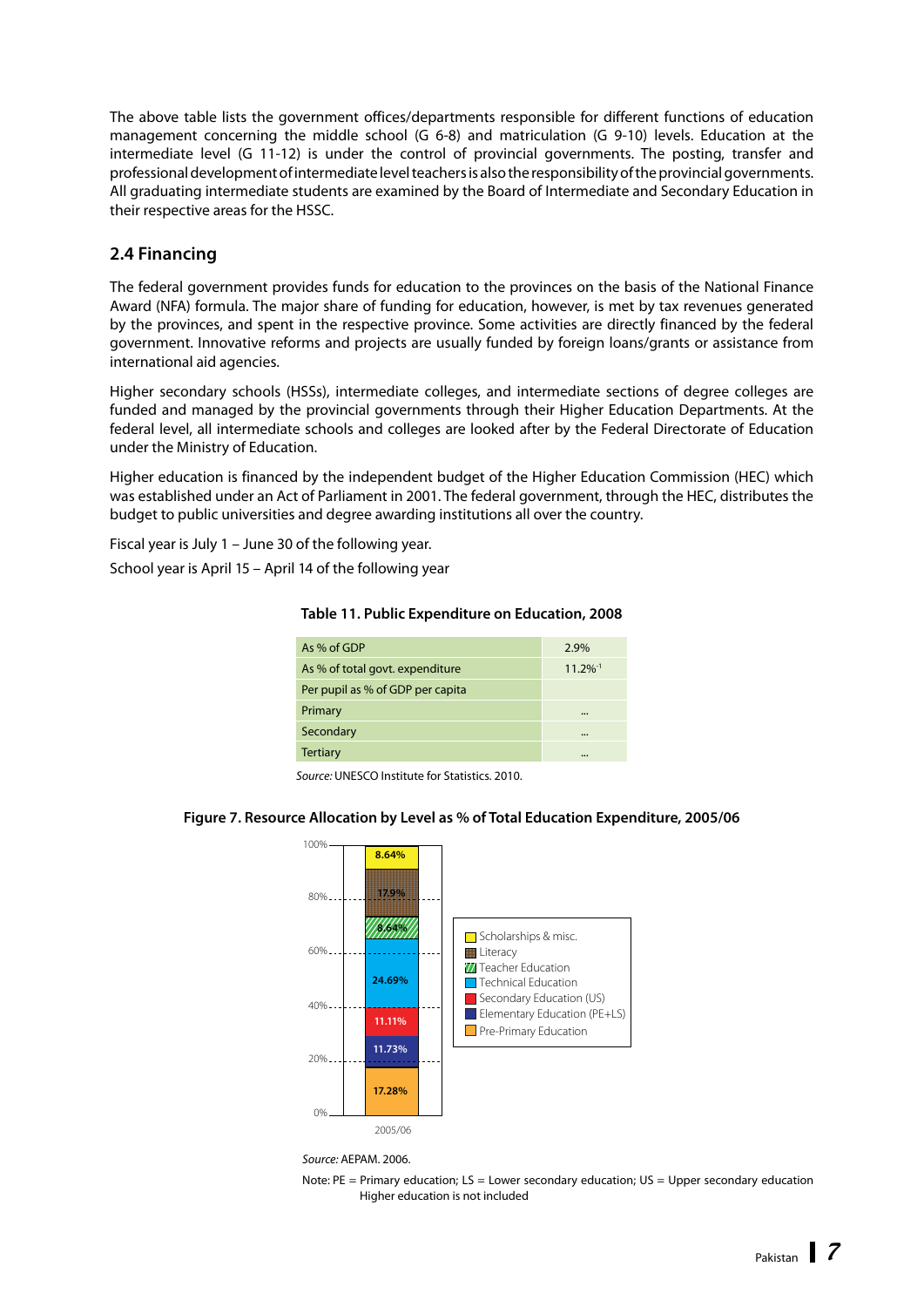The above table lists the government offices/departments responsible for different functions of education management concerning the middle school (G 6-8) and matriculation (G 9-10) levels. Education at the intermediate level (G 11-12) is under the control of provincial governments. The posting, transfer and professional development of intermediate level teachers is also the responsibility of the provincial governments. All graduating intermediate students are examined by the Board of Intermediate and Secondary Education in their respective areas for the HSSC.

## 2.4 Financing

The federal government provides funds for education to the provinces on the basis of the National Finance Award (NFA) formula. The major share of funding for education, however, is met by tax revenues generated by the provinces, and spent in the respective province. Some activities are directly financed by the federal government. Innovative reforms and projects are usually funded by foreign loans/grants or assistance from international aid agencies.

Higher secondary schools (HSSs), intermediate colleges, and intermediate sections of degree colleges are funded and managed by the provincial governments through their Higher Education Departments. At the federal level, all intermediate schools and colleges are looked after by the Federal Directorate of Education under the Ministry of Education.

Higher education is financed by the independent budget of the Higher Education Commission (HEC) which was established under an Act of Parliament in 2001. The federal government, through the HEC, distributes the budget to public universities and degree awarding institutions all over the country.

Fiscal year is July 1 – June 30 of the following year.

School year is April 15 – April 14 of the following year

**Table 11. Public Expenditure on Education, 2008**

| | |
|---|---|
| As % of GDP | 2.9% |
| As % of total govt. expenditure | 11.2%[-1] |
| Per pupil as % of GDP per capita | |
| Primary | ... |
| Secondary | ... |
| Tertiary | ... |

*Source:* UNESCO Institute for Statistics. 2010.

**Figure 7. Resource Allocation by Level as % of Total Education Expenditure, 2005/06**

| Level | 2005/06 |
|---|---|
| Scholarships & misc. | 8.64% |
| Literacy | 17.9% |
| Teacher Education | 8.64% |
| Technical Education | 24.69% |
| Secondary Education (US) | 11.11% |
| Elementary Education (PE+LS) | 11.73% |
| Pre-Primary Education | 17.28% |

*Source:* AEPAM. 2006.

Note: PE = Primary education; LS = Lower secondary education; US = Upper secondary education
Higher education is not included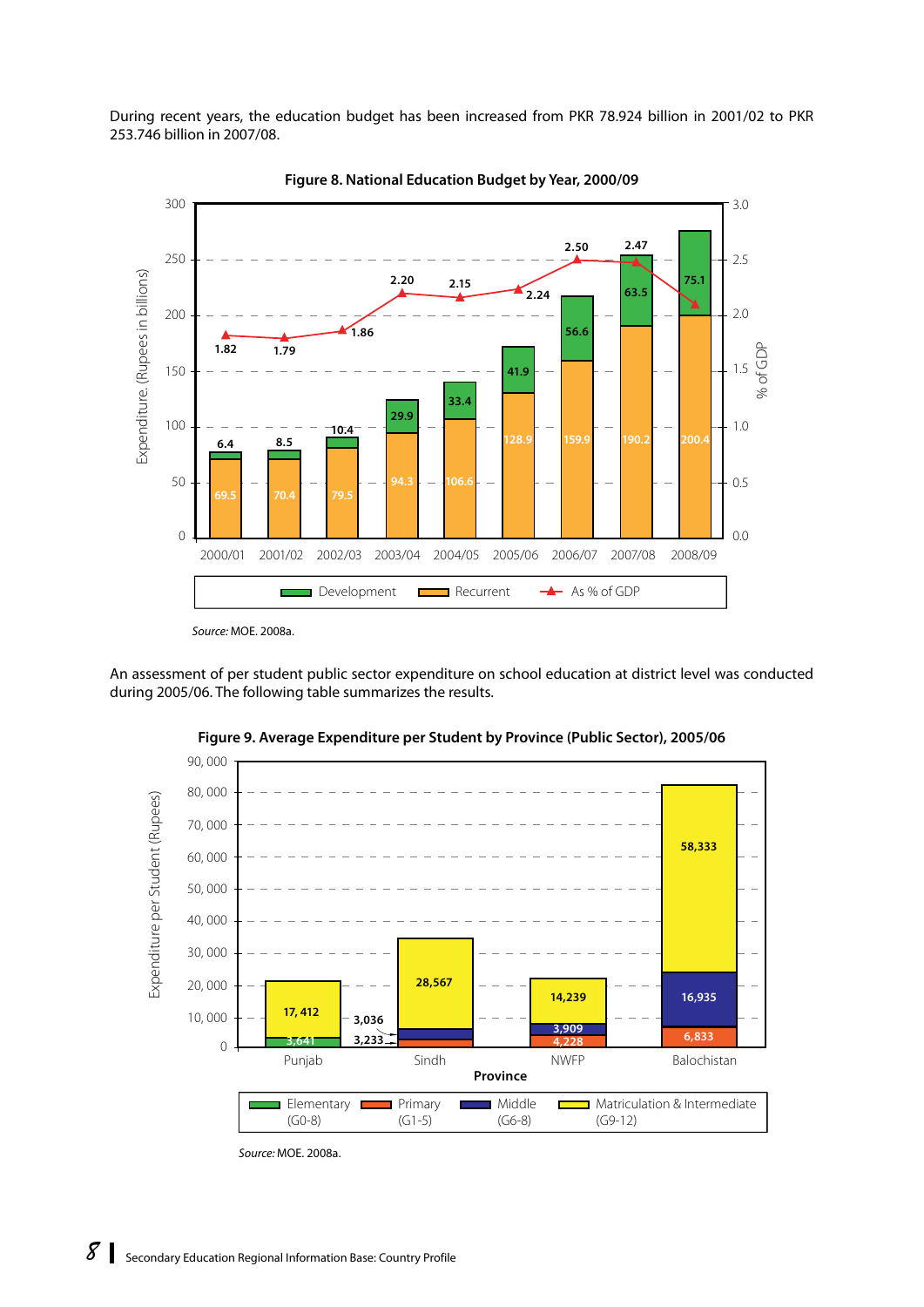During recent years, the education budget has been increased from PKR 78.924 billion in 2001/02 to PKR 253.746 billion in 2007/08.

**Figure 8. National Education Budget by Year, 2000/09**

| Year | Recurrent (Rupees in billions) | Development (Rupees in billions) | As % of GDP |
|---|---|---|---|
| 2000/01 | 69.5 | 6.4 | 1.82 |
| 2001/02 | 70.4 | 8.5 | 1.79 |
| 2002/03 | 79.5 | 10.4 | 1.86 |
| 2003/04 | 94.3 | 29.9 | 2.20 |
| 2004/05 | 106.6 | 33.4 | 2.15 |
| 2005/06 | 128.9 | 41.9 | 2.24 |
| 2006/07 | 159.9 | 56.6 | 2.50 |
| 2007/08 | 190.2 | 63.5 | 2.47 |
| 2008/09 | 200.4 | 75.1 | |

*Source:* MOE. 2008a.

An assessment of per student public sector expenditure on school education at district level was conducted during 2005/06. The following table summarizes the results.

**Figure 9. Average Expenditure per Student by Province (Public Sector), 2005/06**

Expenditure per Student (Rupees)

| Province | Elementary (G0-8) | Primary (G1-5) | Middle (G6-8) | Matriculation & Intermediate (G9-12) |
|---|---|---|---|---|
| Punjab | 3,641 | | | 17, 412 |
| Sindh | | 3,233 | 3,036 | 28,567 |
| NWFP | | 4,228 | 3,909 | 14,239 |
| Balochistan | | 6,833 | 16,935 | 58,333 |

*Source:* MOE. 2008a.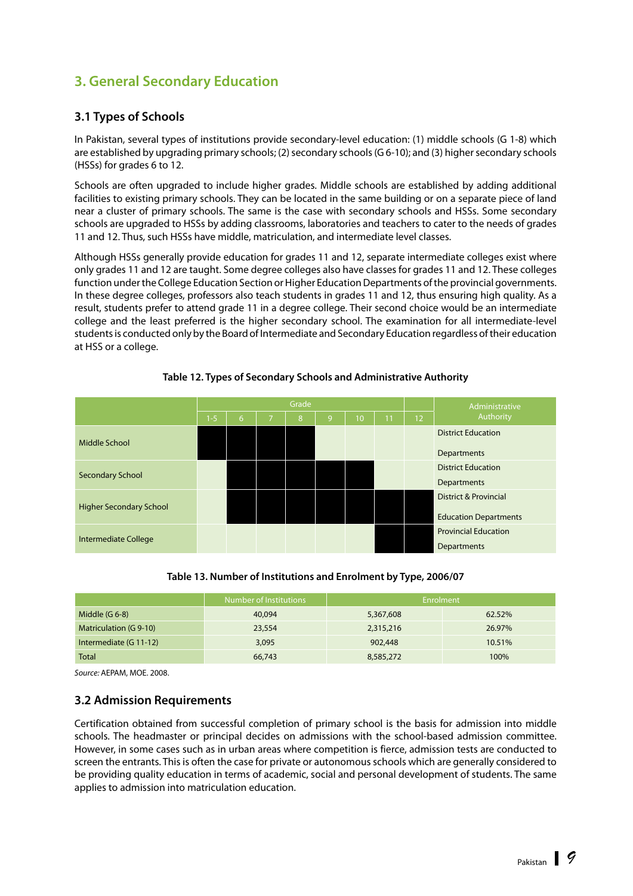# 3. General Secondary Education

## 3.1 Types of Schools

In Pakistan, several types of institutions provide secondary-level education: (1) middle schools (G 1-8) which are established by upgrading primary schools; (2) secondary schools (G 6-10); and (3) higher secondary schools (HSSs) for grades 6 to 12.

Schools are often upgraded to include higher grades. Middle schools are established by adding additional facilities to existing primary schools. They can be located in the same building or on a separate piece of land near a cluster of primary schools. The same is the case with secondary schools and HSSs. Some secondary schools are upgraded to HSSs by adding classrooms, laboratories and teachers to cater to the needs of grades 11 and 12. Thus, such HSSs have middle, matriculation, and intermediate level classes.

Although HSSs generally provide education for grades 11 and 12, separate intermediate colleges exist where only grades 11 and 12 are taught. Some degree colleges also have classes for grades 11 and 12. These colleges function under the College Education Section or Higher Education Departments of the provincial governments. In these degree colleges, professors also teach students in grades 11 and 12, thus ensuring high quality. As a result, students prefer to attend grade 11 in a degree college. Their second choice would be an intermediate college and the least preferred is the higher secondary school. The examination for all intermediate-level students is conducted only by the Board of Intermediate and Secondary Education regardless of their education at HSS or a college.

**Table 12. Types of Secondary Schools and Administrative Authority**

| | Grade | | | | | | | | Administrative Authority |
|---|---|---|---|---|---|---|---|---|---|
| | 1-5 | 6 | 7 | 8 | 9 | 10 | 11 | 12 | |
| Middle School | ■ | ■ | ■ | ■ | | | | | District Education Departments |
| Secondary School | | ■ | ■ | ■ | ■ | ■ | | | District Education Departments |
| Higher Secondary School | | ■ | ■ | ■ | ■ | ■ | ■ | ■ | District & Provincial Education Departments |
| Intermediate College | | | | | | | ■ | ■ | Provincial Education Departments |

**Table 13. Number of Institutions and Enrolment by Type, 2006/07**

| | Number of Institutions | Enrolment | |
|---|---|---|---|
| Middle (G 6-8) | 40,094 | 5,367,608 | 62.52% |
| Matriculation (G 9-10) | 23,554 | 2,315,216 | 26.97% |
| Intermediate (G 11-12) | 3,095 | 902,448 | 10.51% |
| Total | 66,743 | 8,585,272 | 100% |

*Source:* AEPAM, MOE. 2008.

## 3.2 Admission Requirements

Certification obtained from successful completion of primary school is the basis for admission into middle schools. The headmaster or principal decides on admissions with the school-based admission committee. However, in some cases such as in urban areas where competition is fierce, admission tests are conducted to screen the entrants. This is often the case for private or autonomous schools which are generally considered to be providing quality education in terms of academic, social and personal development of students. The same applies to admission into matriculation education.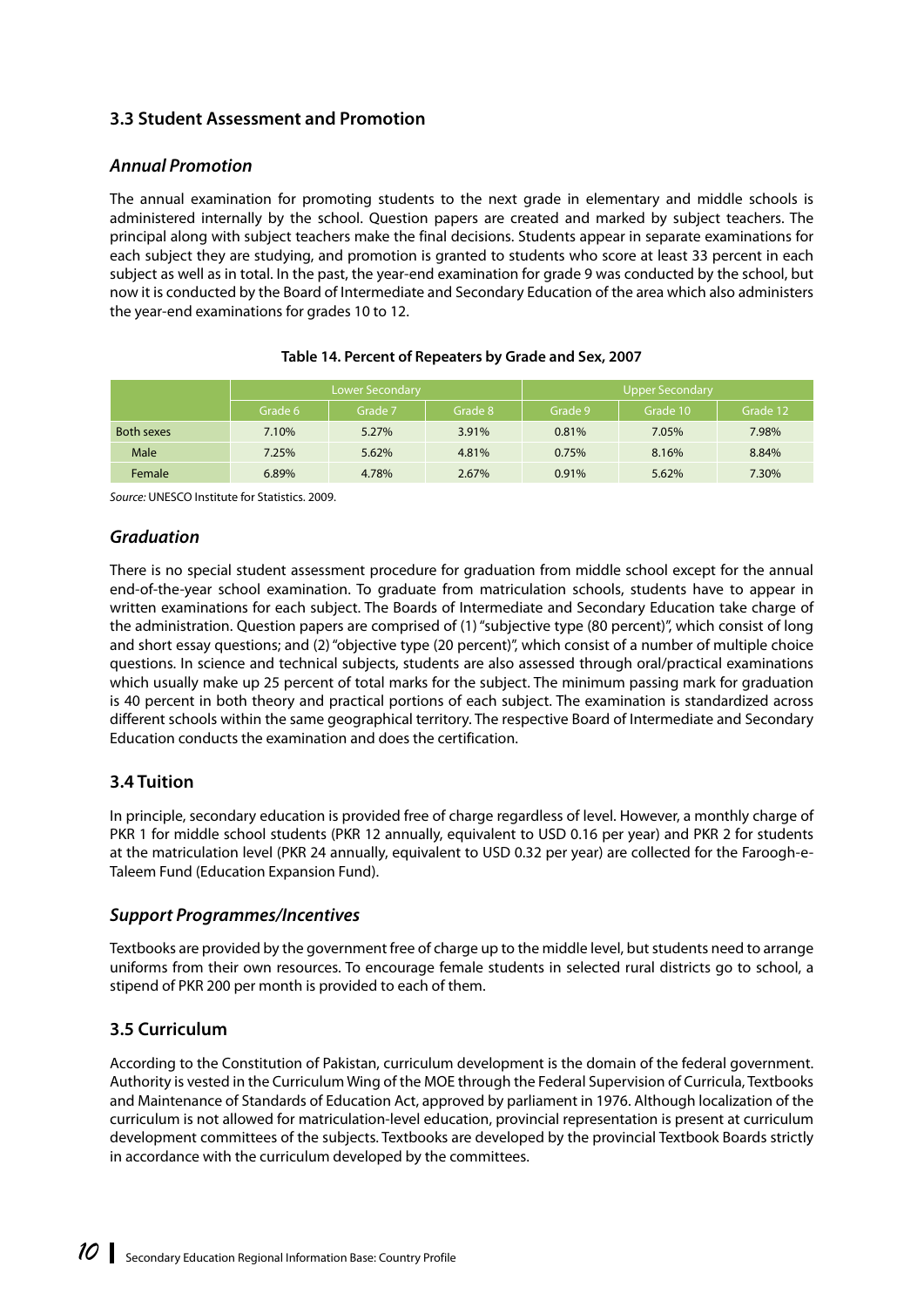### 3.3 Student Assessment and Promotion

#### *Annual Promotion*

The annual examination for promoting students to the next grade in elementary and middle schools is administered internally by the school. Question papers are created and marked by subject teachers. The principal along with subject teachers make the final decisions. Students appear in separate examinations for each subject they are studying, and promotion is granted to students who score at least 33 percent in each subject as well as in total. In the past, the year-end examination for grade 9 was conducted by the school, but now it is conducted by the Board of Intermediate and Secondary Education of the area which also administers the year-end examinations for grades 10 to 12.

**Table 14. Percent of Repeaters by Grade and Sex, 2007**

| | Lower Secondary | | | Upper Secondary | | |
|---|---|---|---|---|---|---|
| | Grade 6 | Grade 7 | Grade 8 | Grade 9 | Grade 10 | Grade 12 |
| Both sexes | 7.10% | 5.27% | 3.91% | 0.81% | 7.05% | 7.98% |
| Male | 7.25% | 5.62% | 4.81% | 0.75% | 8.16% | 8.84% |
| Female | 6.89% | 4.78% | 2.67% | 0.91% | 5.62% | 7.30% |

*Source:* UNESCO Institute for Statistics. 2009.

#### *Graduation*

There is no special student assessment procedure for graduation from middle school except for the annual end-of-the-year school examination. To graduate from matriculation schools, students have to appear in written examinations for each subject. The Boards of Intermediate and Secondary Education take charge of the administration. Question papers are comprised of (1) "subjective type (80 percent)", which consist of long and short essay questions; and (2) "objective type (20 percent)", which consist of a number of multiple choice questions. In science and technical subjects, students are also assessed through oral/practical examinations which usually make up 25 percent of total marks for the subject. The minimum passing mark for graduation is 40 percent in both theory and practical portions of each subject. The examination is standardized across different schools within the same geographical territory. The respective Board of Intermediate and Secondary Education conducts the examination and does the certification.

### 3.4 Tuition

In principle, secondary education is provided free of charge regardless of level. However, a monthly charge of PKR 1 for middle school students (PKR 12 annually, equivalent to USD 0.16 per year) and PKR 2 for students at the matriculation level (PKR 24 annually, equivalent to USD 0.32 per year) are collected for the Faroogh-e-Taleem Fund (Education Expansion Fund).

#### *Support Programmes/Incentives*

Textbooks are provided by the government free of charge up to the middle level, but students need to arrange uniforms from their own resources. To encourage female students in selected rural districts go to school, a stipend of PKR 200 per month is provided to each of them.

### 3.5 Curriculum

According to the Constitution of Pakistan, curriculum development is the domain of the federal government. Authority is vested in the Curriculum Wing of the MOE through the Federal Supervision of Curricula, Textbooks and Maintenance of Standards of Education Act, approved by parliament in 1976. Although localization of the curriculum is not allowed for matriculation-level education, provincial representation is present at curriculum development committees of the subjects. Textbooks are developed by the provincial Textbook Boards strictly in accordance with the curriculum developed by the committees.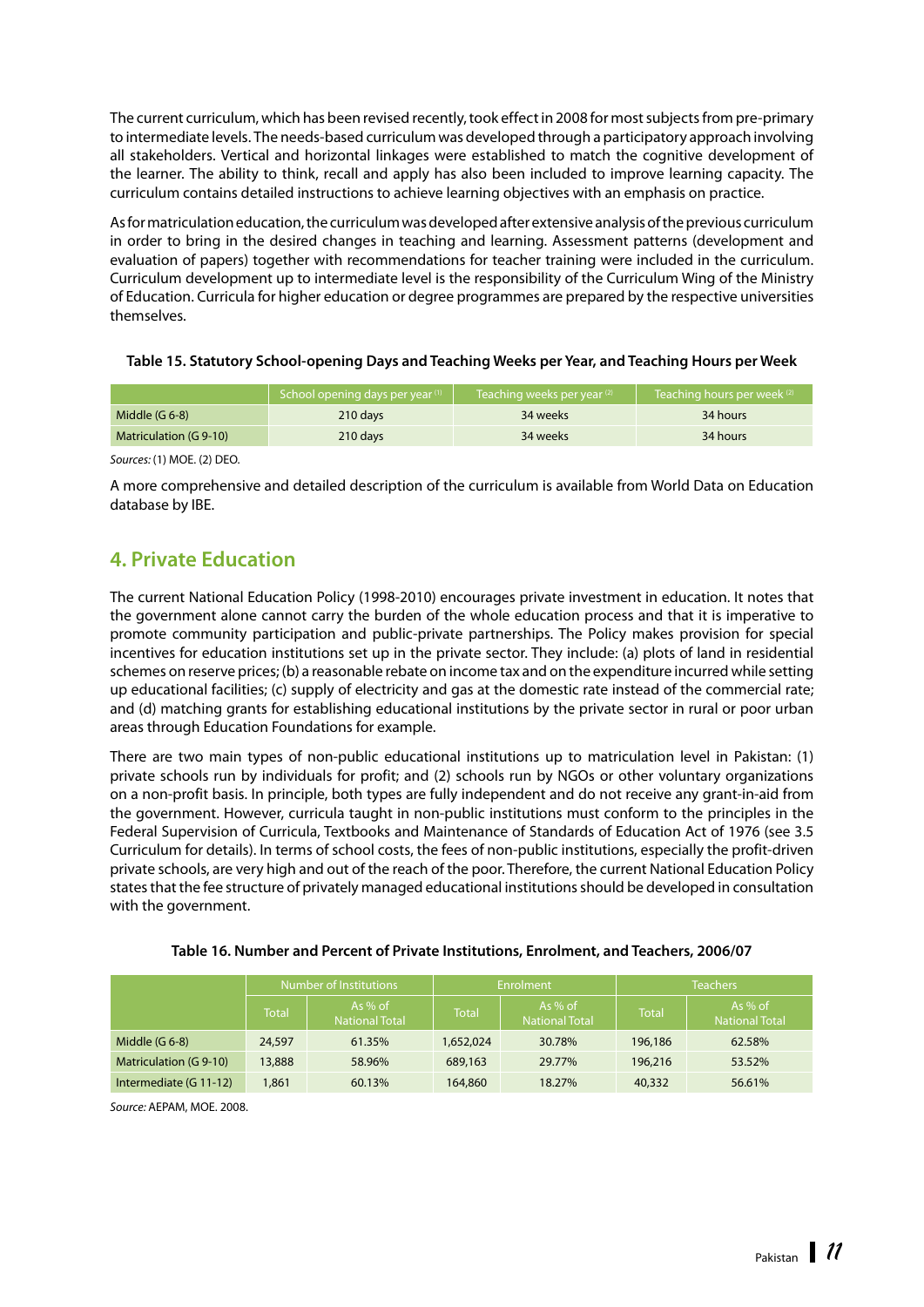The current curriculum, which has been revised recently, took effect in 2008 for most subjects from pre-primary to intermediate levels. The needs-based curriculum was developed through a participatory approach involving all stakeholders. Vertical and horizontal linkages were established to match the cognitive development of the learner. The ability to think, recall and apply has also been included to improve learning capacity. The curriculum contains detailed instructions to achieve learning objectives with an emphasis on practice.

As for matriculation education, the curriculum was developed after extensive analysis of the previous curriculum in order to bring in the desired changes in teaching and learning. Assessment patterns (development and evaluation of papers) together with recommendations for teacher training were included in the curriculum. Curriculum development up to intermediate level is the responsibility of the Curriculum Wing of the Ministry of Education. Curricula for higher education or degree programmes are prepared by the respective universities themselves.

**Table 15. Statutory School-opening Days and Teaching Weeks per Year, and Teaching Hours per Week**

| | School opening days per year (1) | Teaching weeks per year (2) | Teaching hours per week (2) |
|---|---|---|---|
| Middle (G 6-8) | 210 days | 34 weeks | 34 hours |
| Matriculation (G 9-10) | 210 days | 34 weeks | 34 hours |

*Sources:* (1) MOE. (2) DEO.

A more comprehensive and detailed description of the curriculum is available from World Data on Education database by IBE.

## 4. Private Education

The current National Education Policy (1998-2010) encourages private investment in education. It notes that the government alone cannot carry the burden of the whole education process and that it is imperative to promote community participation and public-private partnerships. The Policy makes provision for special incentives for education institutions set up in the private sector. They include: (a) plots of land in residential schemes on reserve prices; (b) a reasonable rebate on income tax and on the expenditure incurred while setting up educational facilities; (c) supply of electricity and gas at the domestic rate instead of the commercial rate; and (d) matching grants for establishing educational institutions by the private sector in rural or poor urban areas through Education Foundations for example.

There are two main types of non-public educational institutions up to matriculation level in Pakistan: (1) private schools run by individuals for profit; and (2) schools run by NGOs or other voluntary organizations on a non-profit basis. In principle, both types are fully independent and do not receive any grant-in-aid from the government. However, curricula taught in non-public institutions must conform to the principles in the Federal Supervision of Curricula, Textbooks and Maintenance of Standards of Education Act of 1976 (see 3.5 Curriculum for details). In terms of school costs, the fees of non-public institutions, especially the profit-driven private schools, are very high and out of the reach of the poor. Therefore, the current National Education Policy states that the fee structure of privately managed educational institutions should be developed in consultation with the government.

**Table 16. Number and Percent of Private Institutions, Enrolment, and Teachers, 2006/07**

| | Number of Institutions | | Enrolment | | Teachers | |
|---|---|---|---|---|---|---|
| | Total | As % of National Total | Total | As % of National Total | Total | As % of National Total |
| Middle (G 6-8) | 24,597 | 61.35% | 1,652,024 | 30.78% | 196,186 | 62.58% |
| Matriculation (G 9-10) | 13,888 | 58.96% | 689,163 | 29.77% | 196,216 | 53.52% |
| Intermediate (G 11-12) | 1,861 | 60.13% | 164,860 | 18.27% | 40,332 | 56.61% |

*Source:* AEPAM, MOE. 2008.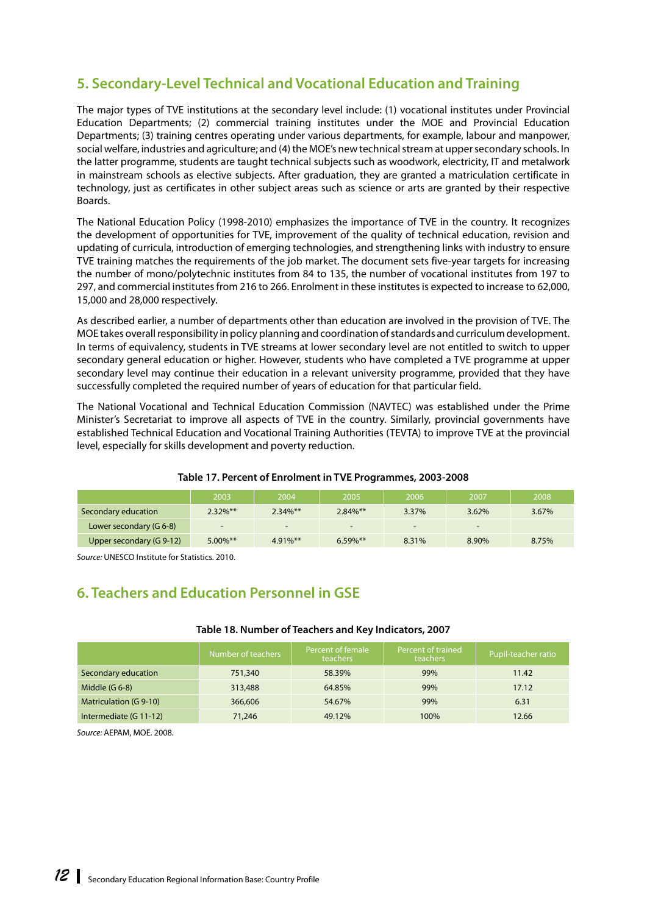## 5. Secondary-Level Technical and Vocational Education and Training

The major types of TVE institutions at the secondary level include: (1) vocational institutes under Provincial Education Departments; (2) commercial training institutes under the MOE and Provincial Education Departments; (3) training centres operating under various departments, for example, labour and manpower, social welfare, industries and agriculture; and (4) the MOE's new technical stream at upper secondary schools. In the latter programme, students are taught technical subjects such as woodwork, electricity, IT and metalwork in mainstream schools as elective subjects. After graduation, they are granted a matriculation certificate in technology, just as certificates in other subject areas such as science or arts are granted by their respective Boards.

The National Education Policy (1998-2010) emphasizes the importance of TVE in the country. It recognizes the development of opportunities for TVE, improvement of the quality of technical education, revision and updating of curricula, introduction of emerging technologies, and strengthening links with industry to ensure TVE training matches the requirements of the job market. The document sets five-year targets for increasing the number of mono/polytechnic institutes from 84 to 135, the number of vocational institutes from 197 to 297, and commercial institutes from 216 to 266. Enrolment in these institutes is expected to increase to 62,000, 15,000 and 28,000 respectively.

As described earlier, a number of departments other than education are involved in the provision of TVE. The MOE takes overall responsibility in policy planning and coordination of standards and curriculum development. In terms of equivalency, students in TVE streams at lower secondary level are not entitled to switch to upper secondary general education or higher. However, students who have completed a TVE programme at upper secondary level may continue their education in a relevant university programme, provided that they have successfully completed the required number of years of education for that particular field.

The National Vocational and Technical Education Commission (NAVTEC) was established under the Prime Minister's Secretariat to improve all aspects of TVE in the country. Similarly, provincial governments have established Technical Education and Vocational Training Authorities (TEVTA) to improve TVE at the provincial level, especially for skills development and poverty reduction.

**Table 17. Percent of Enrolment in TVE Programmes, 2003-2008**

| | 2003 | 2004 | 2005 | 2006 | 2007 | 2008 |
|---|---|---|---|---|---|---|
| Secondary education | 2.32%** | 2.34%** | 2.84%** | 3.37% | 3.62% | 3.67% |
| Lower secondary (G 6-8) | - | - | - | - | - | |
| Upper secondary (G 9-12) | 5.00%** | 4.91%** | 6.59%** | 8.31% | 8.90% | 8.75% |

*Source:* UNESCO Institute for Statistics. 2010.

## 6. Teachers and Education Personnel in GSE

**Table 18. Number of Teachers and Key Indicators, 2007**

| | Number of teachers | Percent of female teachers | Percent of trained teachers | Pupil-teacher ratio |
|---|---|---|---|---|
| Secondary education | 751,340 | 58.39% | 99% | 11.42 |
| Middle (G 6-8) | 313,488 | 64.85% | 99% | 17.12 |
| Matriculation (G 9-10) | 366,606 | 54.67% | 99% | 6.31 |
| Intermediate (G 11-12) | 71,246 | 49.12% | 100% | 12.66 |

*Source:* AEPAM, MOE. 2008.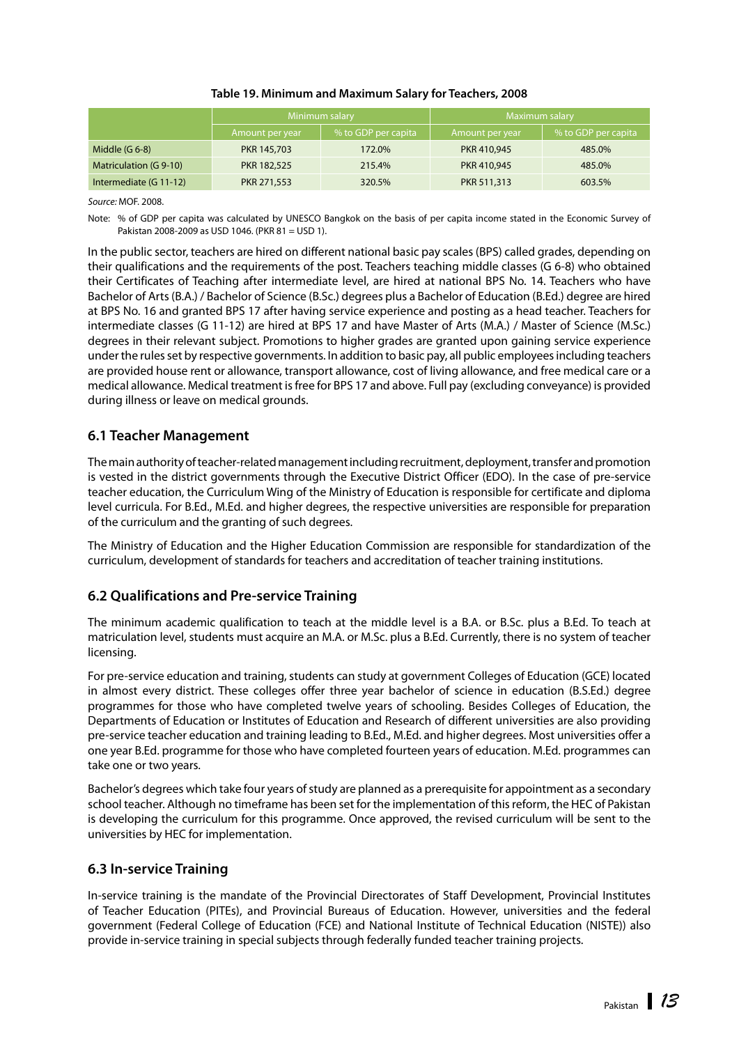**Table 19. Minimum and Maximum Salary for Teachers, 2008**

| | Minimum salary | | Maximum salary | |
|---|---|---|---|---|
| | Amount per year | % to GDP per capita | Amount per year | % to GDP per capita |
| Middle (G 6-8) | PKR 145,703 | 172.0% | PKR 410,945 | 485.0% |
| Matriculation (G 9-10) | PKR 182,525 | 215.4% | PKR 410,945 | 485.0% |
| Intermediate (G 11-12) | PKR 271,553 | 320.5% | PKR 511,313 | 603.5% |

*Source:* MOF. 2008.

Note: % of GDP per capita was calculated by UNESCO Bangkok on the basis of per capita income stated in the Economic Survey of Pakistan 2008-2009 as USD 1046. (PKR 81 = USD 1).

In the public sector, teachers are hired on different national basic pay scales (BPS) called grades, depending on their qualifications and the requirements of the post. Teachers teaching middle classes (G 6-8) who obtained their Certificates of Teaching after intermediate level, are hired at national BPS No. 14. Teachers who have Bachelor of Arts (B.A.) / Bachelor of Science (B.Sc.) degrees plus a Bachelor of Education (B.Ed.) degree are hired at BPS No. 16 and granted BPS 17 after having service experience and posting as a head teacher. Teachers for intermediate classes (G 11-12) are hired at BPS 17 and have Master of Arts (M.A.) / Master of Science (M.Sc.) degrees in their relevant subject. Promotions to higher grades are granted upon gaining service experience under the rules set by respective governments. In addition to basic pay, all public employees including teachers are provided house rent or allowance, transport allowance, cost of living allowance, and free medical care or a medical allowance. Medical treatment is free for BPS 17 and above. Full pay (excluding conveyance) is provided during illness or leave on medical grounds.

## 6.1 Teacher Management

The main authority of teacher-related management including recruitment, deployment, transfer and promotion is vested in the district governments through the Executive District Officer (EDO). In the case of pre-service teacher education, the Curriculum Wing of the Ministry of Education is responsible for certificate and diploma level curricula. For B.Ed., M.Ed. and higher degrees, the respective universities are responsible for preparation of the curriculum and the granting of such degrees.

The Ministry of Education and the Higher Education Commission are responsible for standardization of the curriculum, development of standards for teachers and accreditation of teacher training institutions.

## 6.2 Qualifications and Pre-service Training

The minimum academic qualification to teach at the middle level is a B.A. or B.Sc. plus a B.Ed. To teach at matriculation level, students must acquire an M.A. or M.Sc. plus a B.Ed. Currently, there is no system of teacher licensing.

For pre-service education and training, students can study at government Colleges of Education (GCE) located in almost every district. These colleges offer three year bachelor of science in education (B.S.Ed.) degree programmes for those who have completed twelve years of schooling. Besides Colleges of Education, the Departments of Education or Institutes of Education and Research of different universities are also providing pre-service teacher education and training leading to B.Ed., M.Ed. and higher degrees. Most universities offer a one year B.Ed. programme for those who have completed fourteen years of education. M.Ed. programmes can take one or two years.

Bachelor's degrees which take four years of study are planned as a prerequisite for appointment as a secondary school teacher. Although no timeframe has been set for the implementation of this reform, the HEC of Pakistan is developing the curriculum for this programme. Once approved, the revised curriculum will be sent to the universities by HEC for implementation.

## 6.3 In-service Training

In-service training is the mandate of the Provincial Directorates of Staff Development, Provincial Institutes of Teacher Education (PITEs), and Provincial Bureaus of Education. However, universities and the federal government (Federal College of Education (FCE) and National Institute of Technical Education (NISTE)) also provide in-service training in special subjects through federally funded teacher training projects.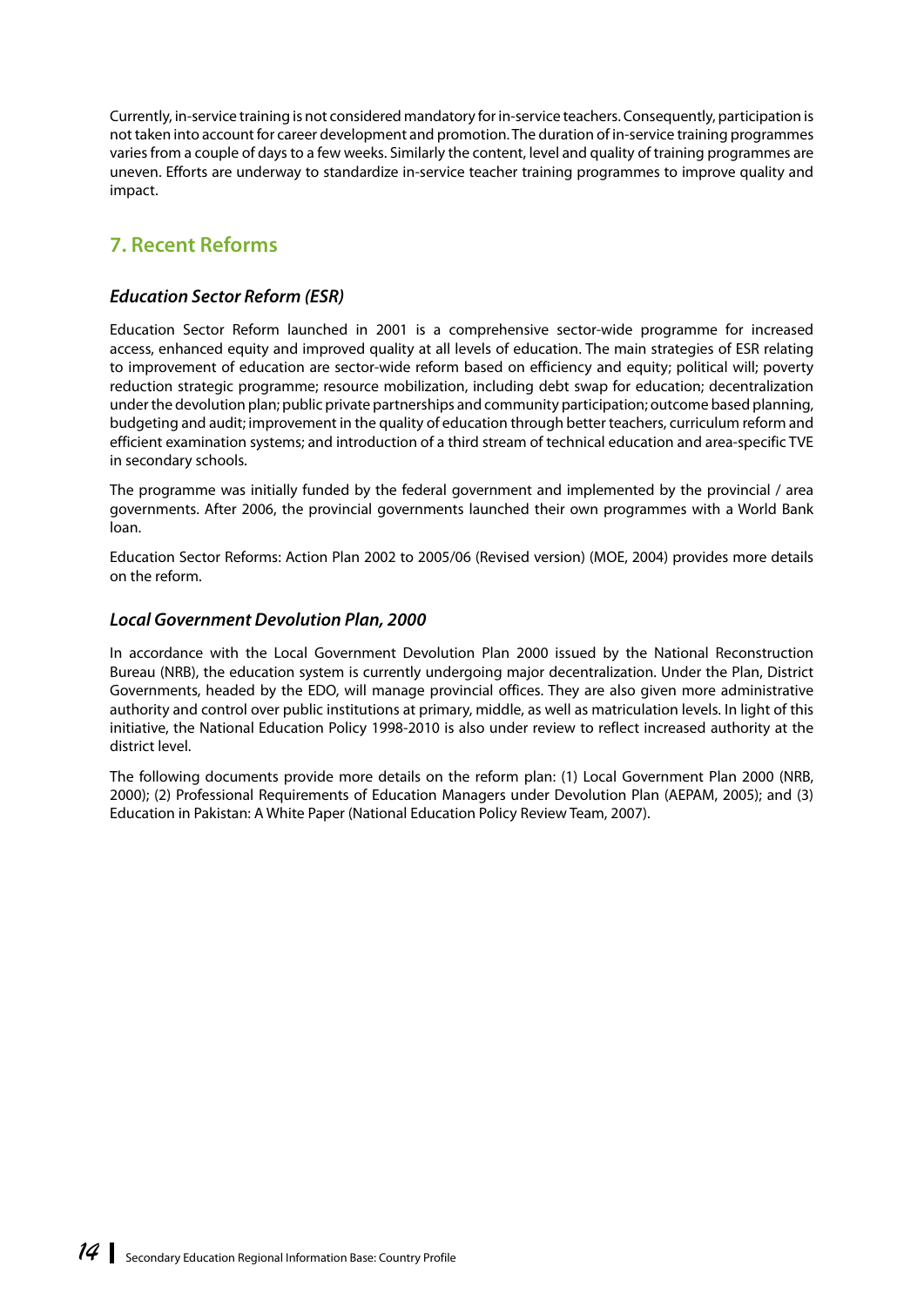Currently, in-service training is not considered mandatory for in-service teachers. Consequently, participation is not taken into account for career development and promotion. The duration of in-service training programmes varies from a couple of days to a few weeks. Similarly the content, level and quality of training programmes are uneven. Efforts are underway to standardize in-service teacher training programmes to improve quality and impact.

## 7. Recent Reforms

### *Education Sector Reform (ESR)*

Education Sector Reform launched in 2001 is a comprehensive sector-wide programme for increased access, enhanced equity and improved quality at all levels of education. The main strategies of ESR relating to improvement of education are sector-wide reform based on efficiency and equity; political will; poverty reduction strategic programme; resource mobilization, including debt swap for education; decentralization under the devolution plan; public private partnerships and community participation; outcome based planning, budgeting and audit; improvement in the quality of education through better teachers, curriculum reform and efficient examination systems; and introduction of a third stream of technical education and area-specific TVE in secondary schools.

The programme was initially funded by the federal government and implemented by the provincial / area governments. After 2006, the provincial governments launched their own programmes with a World Bank loan.

Education Sector Reforms: Action Plan 2002 to 2005/06 (Revised version) (MOE, 2004) provides more details on the reform.

### *Local Government Devolution Plan, 2000*

In accordance with the Local Government Devolution Plan 2000 issued by the National Reconstruction Bureau (NRB), the education system is currently undergoing major decentralization. Under the Plan, District Governments, headed by the EDO, will manage provincial offices. They are also given more administrative authority and control over public institutions at primary, middle, as well as matriculation levels. In light of this initiative, the National Education Policy 1998-2010 is also under review to reflect increased authority at the district level.

The following documents provide more details on the reform plan: (1) Local Government Plan 2000 (NRB, 2000); (2) Professional Requirements of Education Managers under Devolution Plan (AEPAM, 2005); and (3) Education in Pakistan: A White Paper (National Education Policy Review Team, 2007).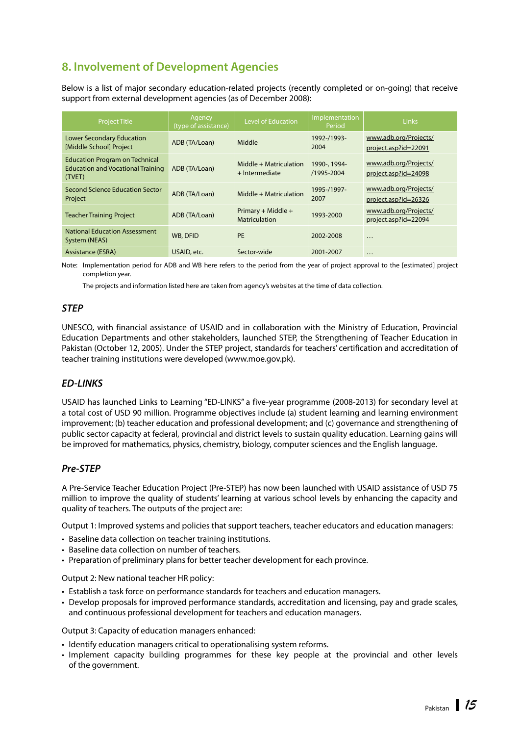## 8. Involvement of Development Agencies

Below is a list of major secondary education-related projects (recently completed or on-going) that receive support from external development agencies (as of December 2008):

| Project Title | Agency (type of assistance) | Level of Education | Implementation Period | Links |
|---|---|---|---|---|
| Lower Secondary Education [Middle School] Project | ADB (TA/Loan) | Middle | 1992-/1993-2004 | www.adb.org/Projects/project.asp?id=22091 |
| Education Program on Technical Education and Vocational Training (TVET) | ADB (TA/Loan) | Middle + Matriculation + Intermediate | 1990-, 1994-/1995-2004 | www.adb.org/Projects/project.asp?id=24098 |
| Second Science Education Sector Project | ADB (TA/Loan) | Middle + Matriculation | 1995-/1997-2007 | www.adb.org/Projects/project.asp?id=26326 |
| Teacher Training Project | ADB (TA/Loan) | Primary + Middle + Matriculation | 1993-2000 | www.adb.org/Projects/project.asp?id=22094 |
| National Education Assessment System (NEAS) | WB, DFID | PE | 2002-2008 | … |
| Assistance (ESRA) | USAID, etc. | Sector-wide | 2001-2007 | … |

Note: Implementation period for ADB and WB here refers to the period from the year of project approval to the [estimated] project completion year.

The projects and information listed here are taken from agency's websites at the time of data collection.

### *STEP*

UNESCO, with financial assistance of USAID and in collaboration with the Ministry of Education, Provincial Education Departments and other stakeholders, launched STEP, the Strengthening of Teacher Education in Pakistan (October 12, 2005). Under the STEP project, standards for teachers' certification and accreditation of teacher training institutions were developed (www.moe.gov.pk).

### *ED-LINKS*

USAID has launched Links to Learning "ED-LINKS" a five-year programme (2008-2013) for secondary level at a total cost of USD 90 million. Programme objectives include (a) student learning and learning environment improvement; (b) teacher education and professional development; and (c) governance and strengthening of public sector capacity at federal, provincial and district levels to sustain quality education. Learning gains will be improved for mathematics, physics, chemistry, biology, computer sciences and the English language.

### *Pre-STEP*

A Pre-Service Teacher Education Project (Pre-STEP) has now been launched with USAID assistance of USD 75 million to improve the quality of students' learning at various school levels by enhancing the capacity and quality of teachers. The outputs of the project are:

Output 1: Improved systems and policies that support teachers, teacher educators and education managers:

- Baseline data collection on teacher training institutions.
- Baseline data collection on number of teachers.
- Preparation of preliminary plans for better teacher development for each province.

Output 2: New national teacher HR policy:

- Establish a task force on performance standards for teachers and education managers.
- Develop proposals for improved performance standards, accreditation and licensing, pay and grade scales, and continuous professional development for teachers and education managers.

Output 3: Capacity of education managers enhanced:

- Identify education managers critical to operationalising system reforms.
- Implement capacity building programmes for these key people at the provincial and other levels of the government.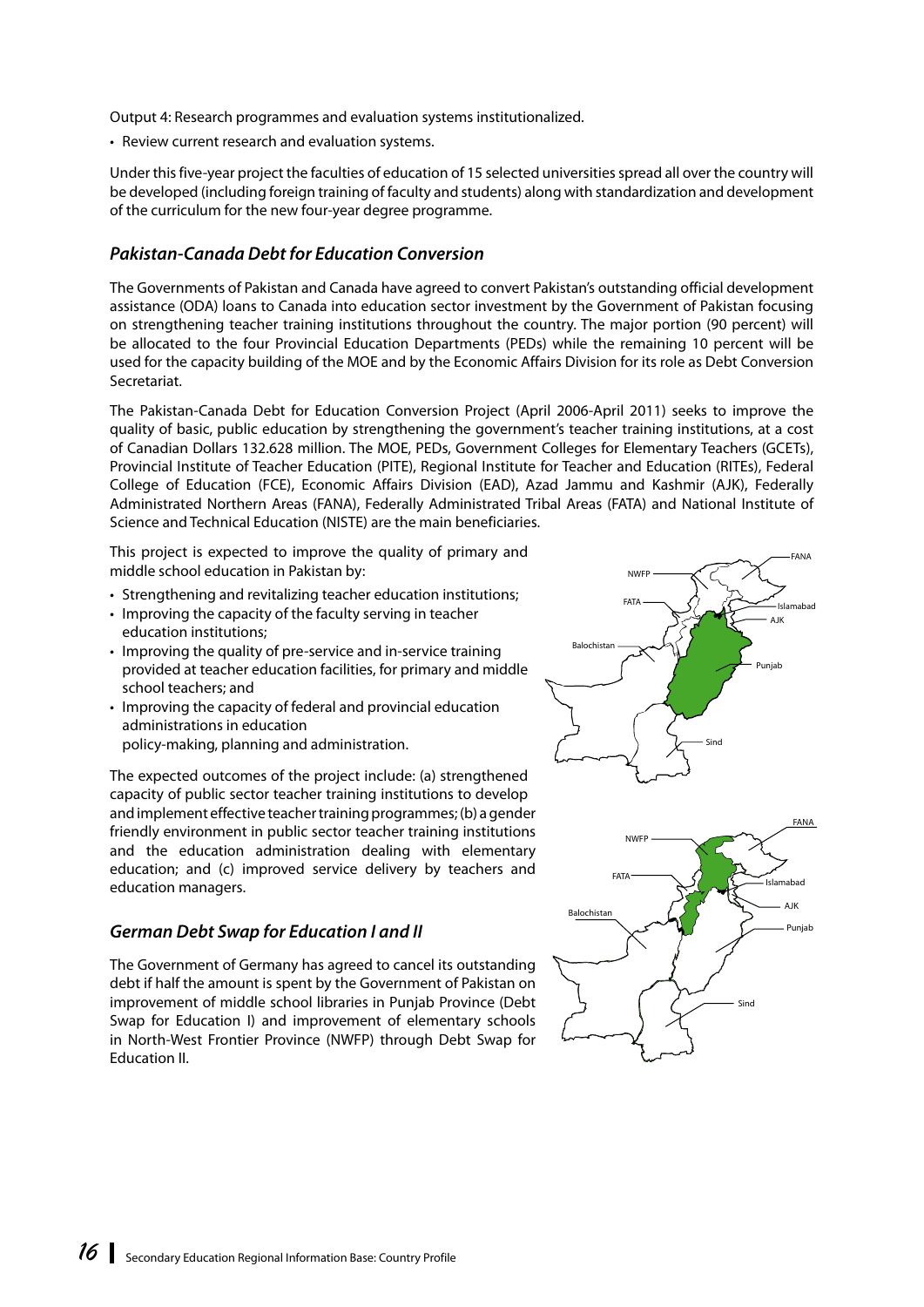Output 4: Research programmes and evaluation systems institutionalized.

- Review current research and evaluation systems.

Under this five-year project the faculties of education of 15 selected universities spread all over the country will be developed (including foreign training of faculty and students) along with standardization and development of the curriculum for the new four-year degree programme.

### *Pakistan-Canada Debt for Education Conversion*

The Governments of Pakistan and Canada have agreed to convert Pakistan's outstanding official development assistance (ODA) loans to Canada into education sector investment by the Government of Pakistan focusing on strengthening teacher training institutions throughout the country. The major portion (90 percent) will be allocated to the four Provincial Education Departments (PEDs) while the remaining 10 percent will be used for the capacity building of the MOE and by the Economic Affairs Division for its role as Debt Conversion Secretariat.

The Pakistan-Canada Debt for Education Conversion Project (April 2006-April 2011) seeks to improve the quality of basic, public education by strengthening the government's teacher training institutions, at a cost of Canadian Dollars 132.628 million. The MOE, PEDs, Government Colleges for Elementary Teachers (GCETs), Provincial Institute of Teacher Education (PITE), Regional Institute for Teacher and Education (RITEs), Federal College of Education (FCE), Economic Affairs Division (EAD), Azad Jammu and Kashmir (AJK), Federally Administrated Northern Areas (FANA), Federally Administrated Tribal Areas (FATA) and National Institute of Science and Technical Education (NISTE) are the main beneficiaries.

This project is expected to improve the quality of primary and middle school education in Pakistan by:

- Strengthening and revitalizing teacher education institutions;
- Improving the capacity of the faculty serving in teacher education institutions;
- Improving the quality of pre-service and in-service training provided at teacher education facilities, for primary and middle school teachers; and
- Improving the capacity of federal and provincial education administrations in education policy-making, planning and administration.

The expected outcomes of the project include: (a) strengthened capacity of public sector teacher training institutions to develop and implement effective teacher training programmes; (b) a gender friendly environment in public sector teacher training institutions and the education administration dealing with elementary education; and (c) improved service delivery by teachers and education managers.

### *German Debt Swap for Education I and II*

The Government of Germany has agreed to cancel its outstanding debt if half the amount is spent by the Government of Pakistan on improvement of middle school libraries in Punjab Province (Debt Swap for Education I) and improvement of elementary schools in North-West Frontier Province (NWFP) through Debt Swap for Education II.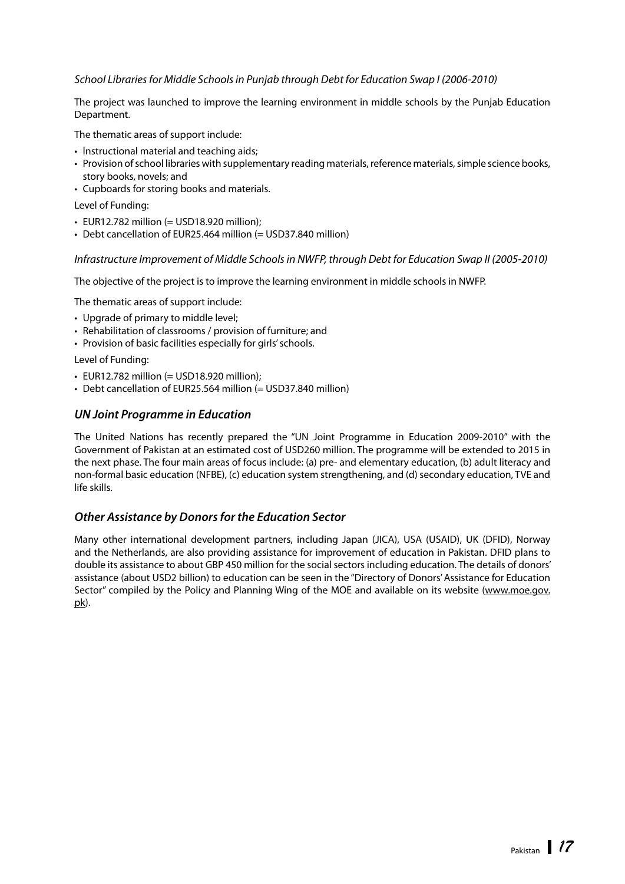*School Libraries for Middle Schools in Punjab through Debt for Education Swap I (2006-2010)*

The project was launched to improve the learning environment in middle schools by the Punjab Education Department.

The thematic areas of support include:

- Instructional material and teaching aids;
- Provision of school libraries with supplementary reading materials, reference materials, simple science books, story books, novels; and
- Cupboards for storing books and materials.

Level of Funding:

- EUR12.782 million (= USD18.920 million);
- Debt cancellation of EUR25.464 million (= USD37.840 million)

*Infrastructure Improvement of Middle Schools in NWFP, through Debt for Education Swap II (2005-2010)*

The objective of the project is to improve the learning environment in middle schools in NWFP.

The thematic areas of support include:

- Upgrade of primary to middle level;
- Rehabilitation of classrooms / provision of furniture; and
- Provision of basic facilities especially for girls' schools.

Level of Funding:

- EUR12.782 million (= USD18.920 million);
- Debt cancellation of EUR25.564 million (= USD37.840 million)

### *UN Joint Programme in Education*

The United Nations has recently prepared the "UN Joint Programme in Education 2009-2010" with the Government of Pakistan at an estimated cost of USD260 million. The programme will be extended to 2015 in the next phase. The four main areas of focus include: (a) pre- and elementary education, (b) adult literacy and non-formal basic education (NFBE), (c) education system strengthening, and (d) secondary education, TVE and life skills.

### *Other Assistance by Donors for the Education Sector*

Many other international development partners, including Japan (JICA), USA (USAID), UK (DFID), Norway and the Netherlands, are also providing assistance for improvement of education in Pakistan. DFID plans to double its assistance to about GBP 450 million for the social sectors including education. The details of donors' assistance (about USD2 billion) to education can be seen in the "Directory of Donors' Assistance for Education Sector" compiled by the Policy and Planning Wing of the MOE and available on its website (www.moe.gov.pk).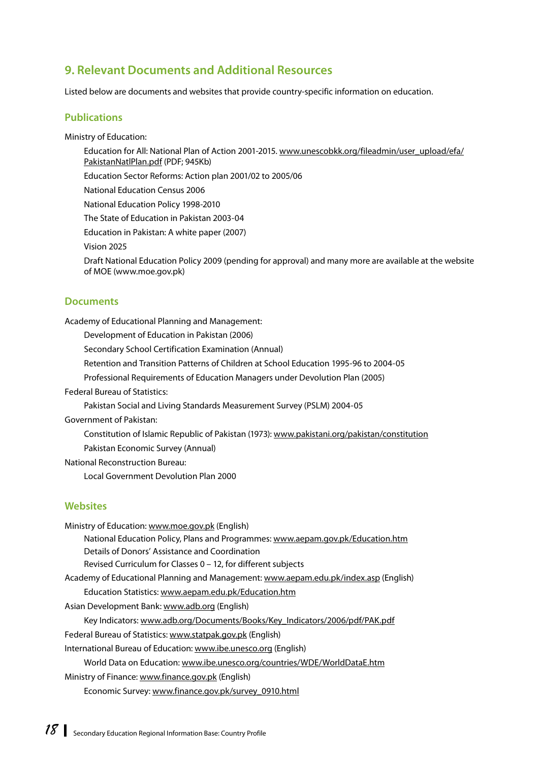## 9. Relevant Documents and Additional Resources

Listed below are documents and websites that provide country-specific information on education.

### Publications

Ministry of Education:

- Education for All: National Plan of Action 2001-2015. www.unescobkk.org/fileadmin/user_upload/efa/PakistanNatlPlan.pdf (PDF; 945Kb)
- Education Sector Reforms: Action plan 2001/02 to 2005/06
- National Education Census 2006
- National Education Policy 1998-2010
- The State of Education in Pakistan 2003-04
- Education in Pakistan: A white paper (2007)
- Vision 2025
- Draft National Education Policy 2009 (pending for approval) and many more are available at the website of MOE (www.moe.gov.pk)

### Documents

Academy of Educational Planning and Management:

- Development of Education in Pakistan (2006)
- Secondary School Certification Examination (Annual)
- Retention and Transition Patterns of Children at School Education 1995-96 to 2004-05
- Professional Requirements of Education Managers under Devolution Plan (2005)

Federal Bureau of Statistics:

- Pakistan Social and Living Standards Measurement Survey (PSLM) 2004-05

Government of Pakistan:

- Constitution of Islamic Republic of Pakistan (1973): www.pakistani.org/pakistan/constitution
- Pakistan Economic Survey (Annual)

National Reconstruction Bureau:

- Local Government Devolution Plan 2000

### Websites

Ministry of Education: www.moe.gov.pk (English)

- National Education Policy, Plans and Programmes: www.aepam.gov.pk/Education.htm
- Details of Donors' Assistance and Coordination
- Revised Curriculum for Classes 0 – 12, for different subjects

Academy of Educational Planning and Management: www.aepam.edu.pk/index.asp (English)

- Education Statistics: www.aepam.edu.pk/Education.htm

Asian Development Bank: www.adb.org (English)

- Key Indicators: www.adb.org/Documents/Books/Key_Indicators/2006/pdf/PAK.pdf

Federal Bureau of Statistics: www.statpak.gov.pk (English)

International Bureau of Education: www.ibe.unesco.org (English)

- World Data on Education: www.ibe.unesco.org/countries/WDE/WorldDataE.htm

Ministry of Finance: www.finance.gov.pk (English)

- Economic Survey: www.finance.gov.pk/survey_0910.html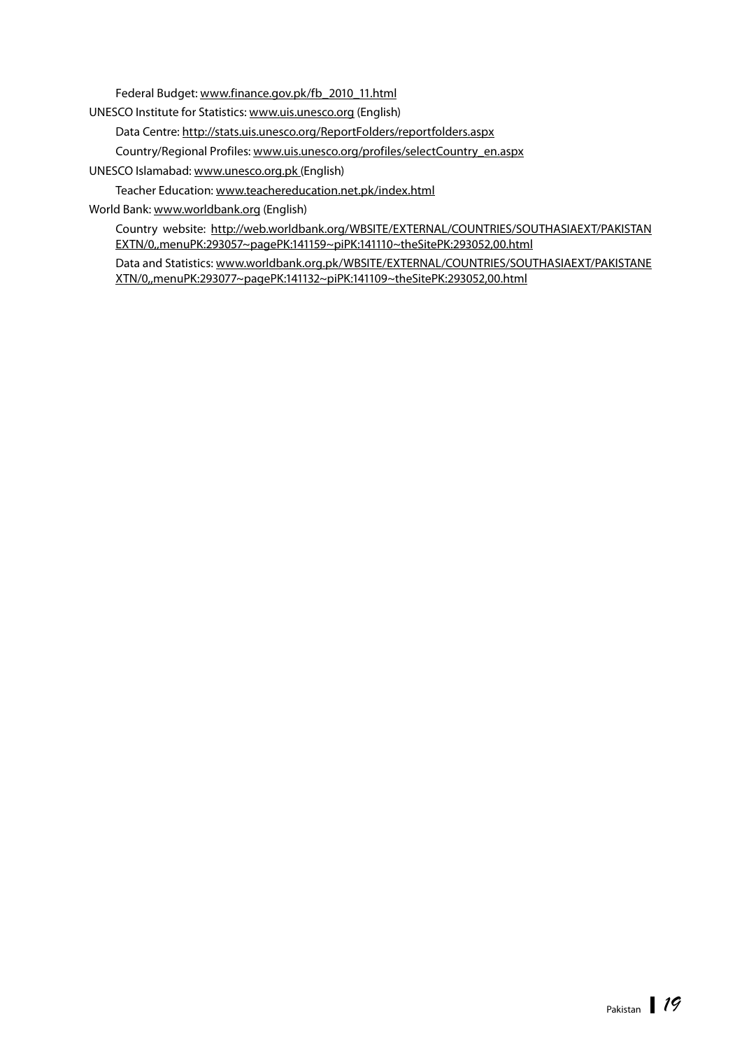Federal Budget: www.finance.gov.pk/fb_2010_11.html

UNESCO Institute for Statistics: www.uis.unesco.org (English)

Data Centre: http://stats.uis.unesco.org/ReportFolders/reportfolders.aspx

Country/Regional Profiles: www.uis.unesco.org/profiles/selectCountry_en.aspx

UNESCO Islamabad: www.unesco.org.pk (English)

Teacher Education: www.teachereducation.net.pk/index.html

World Bank: www.worldbank.org (English)

Country website: http://web.worldbank.org/WBSITE/EXTERNAL/COUNTRIES/SOUTHASIAEXT/PAKISTANEXTN/0,,menuPK:293057~pagePK:141159~piPK:141110~theSitePK:293052,00.html

Data and Statistics: www.worldbank.org.pk/WBSITE/EXTERNAL/COUNTRIES/SOUTHASIAEXT/PAKISTANEXTN/0,,menuPK:293077~pagePK:141132~piPK:141109~theSitePK:293052,00.html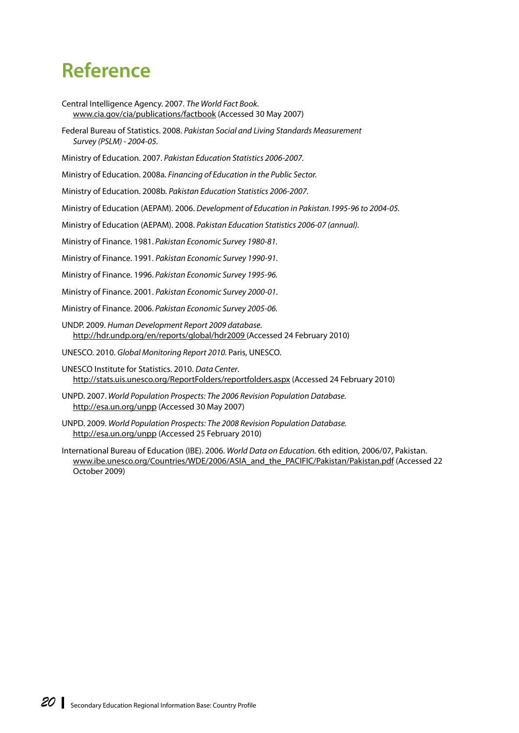# Reference

Central Intelligence Agency. 2007. *The World Fact Book.* www.cia.gov/cia/publications/factbook (Accessed 30 May 2007)

Federal Bureau of Statistics. 2008. *Pakistan Social and Living Standards Measurement Survey (PSLM) - 2004-05.*

Ministry of Education. 2007. *Pakistan Education Statistics 2006-2007.*

Ministry of Education. 2008a. *Financing of Education in the Public Sector.*

Ministry of Education. 2008b. *Pakistan Education Statistics 2006-2007.*

Ministry of Education (AEPAM). 2006. *Development of Education in Pakistan.1995-96 to 2004-05.*

Ministry of Education (AEPAM). 2008. *Pakistan Education Statistics 2006-07 (annual).*

Ministry of Finance. 1981. *Pakistan Economic Survey 1980-81.*

Ministry of Finance. 1991. *Pakistan Economic Survey 1990-91.*

Ministry of Finance. 1996. *Pakistan Economic Survey 1995-96.*

Ministry of Finance. 2001. *Pakistan Economic Survey 2000-01.*

Ministry of Finance. 2006. *Pakistan Economic Survey 2005-06.*

UNDP. 2009. *Human Development Report 2009 database.* http://hdr.undp.org/en/reports/global/hdr2009 (Accessed 24 February 2010)

UNESCO. 2010. *Global Monitoring Report 2010.* Paris, UNESCO.

UNESCO Institute for Statistics. 2010. *Data Center.* http://stats.uis.unesco.org/ReportFolders/reportfolders.aspx (Accessed 24 February 2010)

UNPD. 2007. *World Population Prospects: The 2006 Revision Population Database.* http://esa.un.org/unpp (Accessed 30 May 2007)

UNPD. 2009. *World Population Prospects: The 2008 Revision Population Database.* http://esa.un.org/unpp (Accessed 25 February 2010)

International Bureau of Education (IBE). 2006. *World Data on Education.* 6th edition, 2006/07, Pakistan. www.ibe.unesco.org/Countries/WDE/2006/ASIA_and_the_PACIFIC/Pakistan/Pakistan.pdf (Accessed 22 October 2009)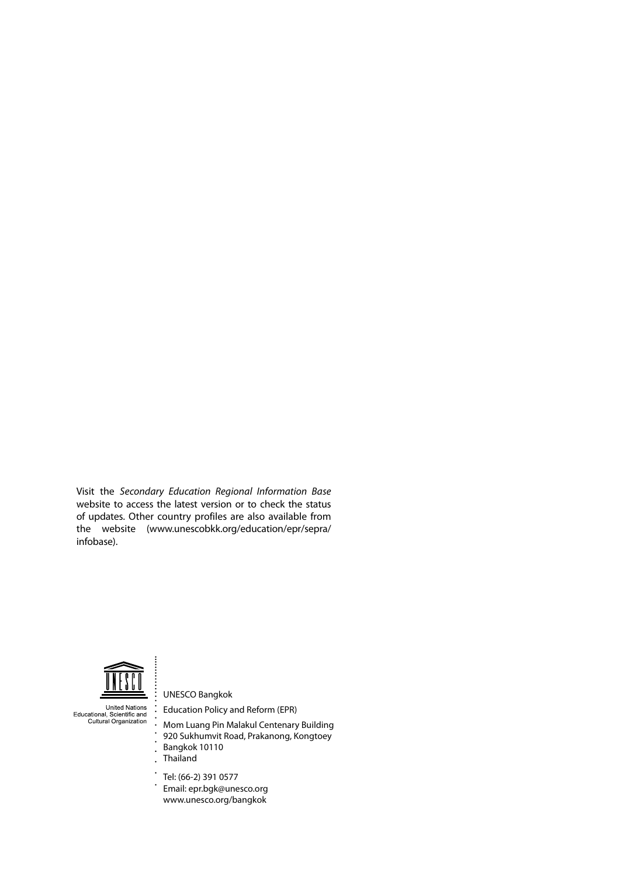Visit the *Secondary Education Regional Information Base* website to access the latest version or to check the status of updates. Other country profiles are also available from the website (www.unescobkk.org/education/epr/sepra/infobase).

United Nations
Educational, Scientific and
Cultural Organization

UNESCO Bangkok

Education Policy and Reform (EPR)

Mom Luang Pin Malakul Centenary Building
920 Sukhumvit Road, Prakanong, Kongtoey
Bangkok 10110
Thailand

Tel: (66-2) 391 0577
Email: epr.bgk@unesco.org
www.unesco.org/bangkok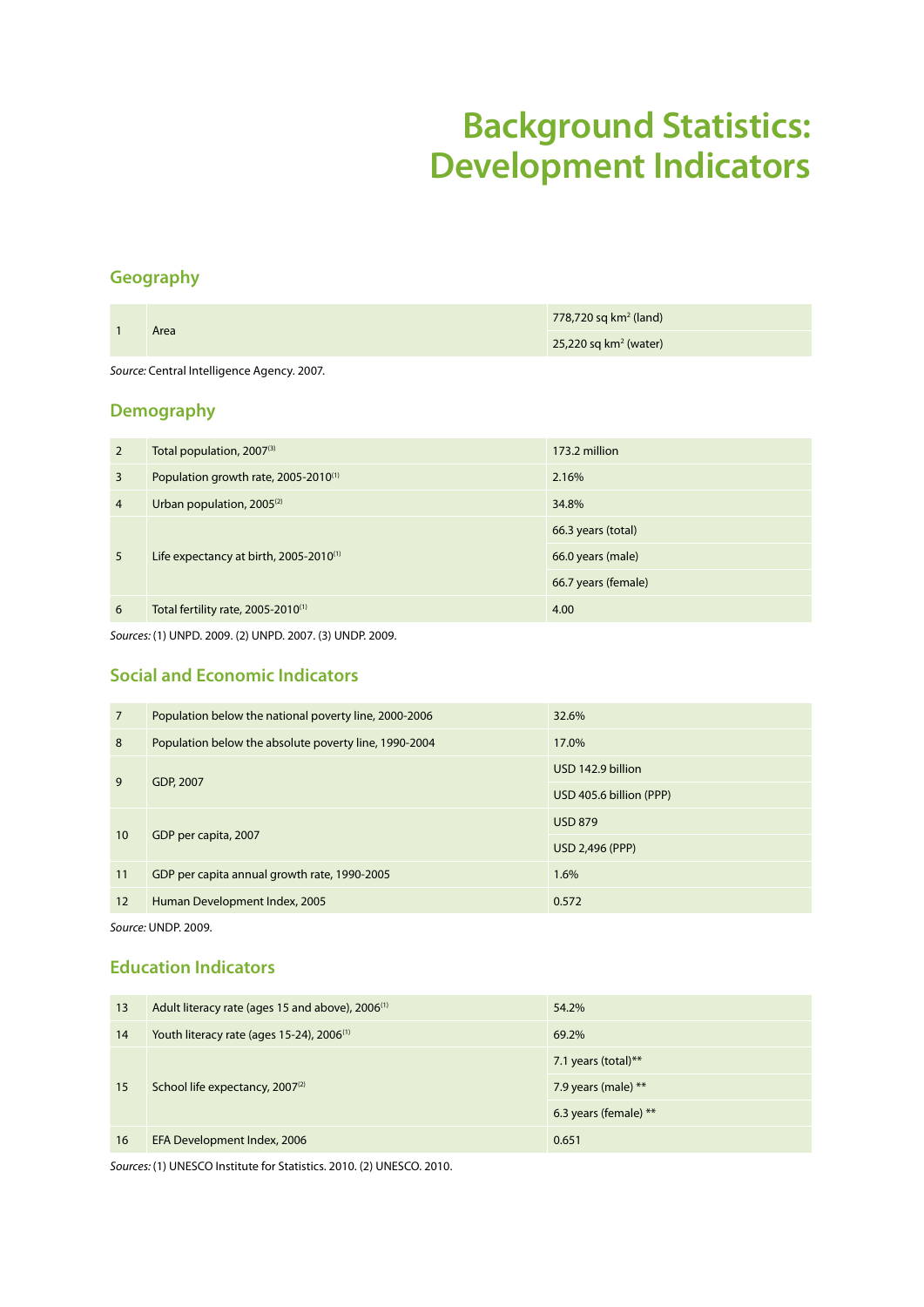# Background Statistics: Development Indicators

## Geography

| | | |
|---|---|---|
| 1 | Area | 778,720 sq km$^2$ (land) |
| | | 25,220 sq km$^2$ (water) |

*Source:* Central Intelligence Agency. 2007.

## Demography

| | | |
|---|---|---|
| 2 | Total population, 2007[3] | 173.2 million |
| 3 | Population growth rate, 2005-2010[1] | 2.16% |
| 4 | Urban population, 2005[2] | 34.8% |
| 5 | Life expectancy at birth, 2005-2010[1] | 66.3 years (total) |
| | | 66.0 years (male) |
| | | 66.7 years (female) |
| 6 | Total fertility rate, 2005-2010[1] | 4.00 |

*Sources:* (1) UNPD. 2009. (2) UNPD. 2007. (3) UNDP. 2009.

## Social and Economic Indicators

| | | |
|---|---|---|
| 7 | Population below the national poverty line, 2000-2006 | 32.6% |
| 8 | Population below the absolute poverty line, 1990-2004 | 17.0% |
| 9 | GDP, 2007 | USD 142.9 billion |
| | | USD 405.6 billion (PPP) |
| 10 | GDP per capita, 2007 | USD 879 |
| | | USD 2,496 (PPP) |
| 11 | GDP per capita annual growth rate, 1990-2005 | 1.6% |
| 12 | Human Development Index, 2005 | 0.572 |

*Source:* UNDP. 2009.

## Education Indicators

| | | |
|---|---|---|
| 13 | Adult literacy rate (ages 15 and above), 2006[1] | 54.2% |
| 14 | Youth literacy rate (ages 15-24), 2006[1] | 69.2% |
| 15 | School life expectancy, 2007[2] | 7.1 years (total)** |
| | | 7.9 years (male) ** |
| | | 6.3 years (female) ** |
| 16 | EFA Development Index, 2006 | 0.651 |

*Sources:* (1) UNESCO Institute for Statistics. 2010. (2) UNESCO. 2010.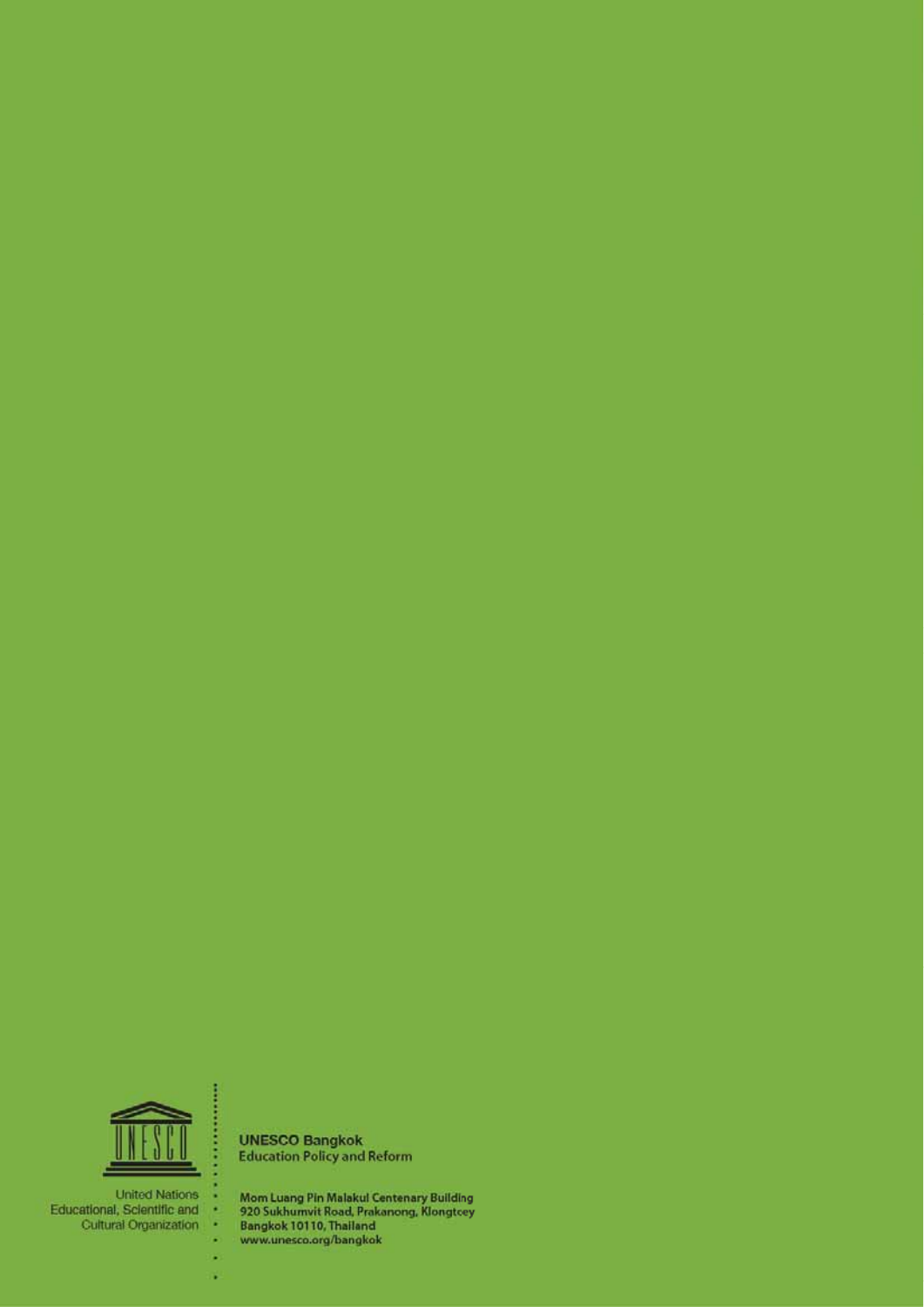United Nations
Educational, Scientific and
Cultural Organization

**UNESCO Bangkok**
Education Policy and Reform

Mom Luang Pin Malakul Centenary Building
920 Sukhumvit Road, Prakanong, Klongtoey
Bangkok 10110, Thailand
www.unesco.org/bangkok